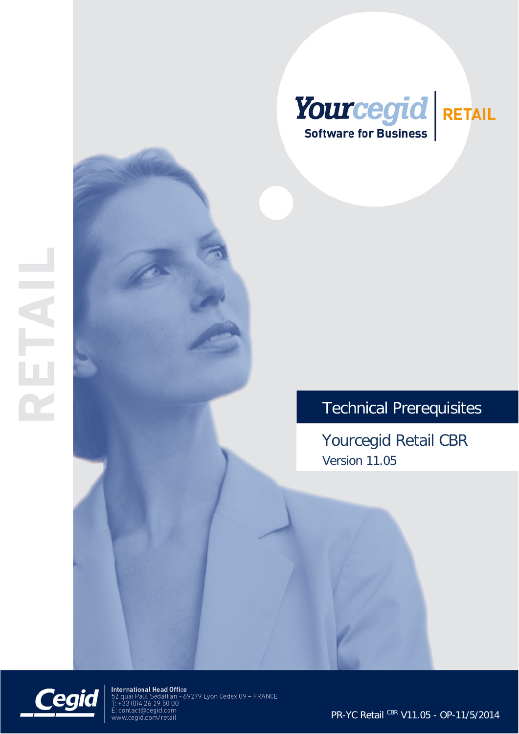RETAIL

Yourcegid Software for Business | RETAIL

# Technical Prerequisites

## Yourcegid Retail CBR

Version 11.05

Cegid

**International Head Office**
52 quai Paul Sedallian - 69279 Lyon Cedex 09 – FRANCE
T: +33 (0)4 26 29 50 00
E: contact@cegid.com
www.cegid.com/retail

PR-YC Retail CBR V11.05 - OP-11/5/2014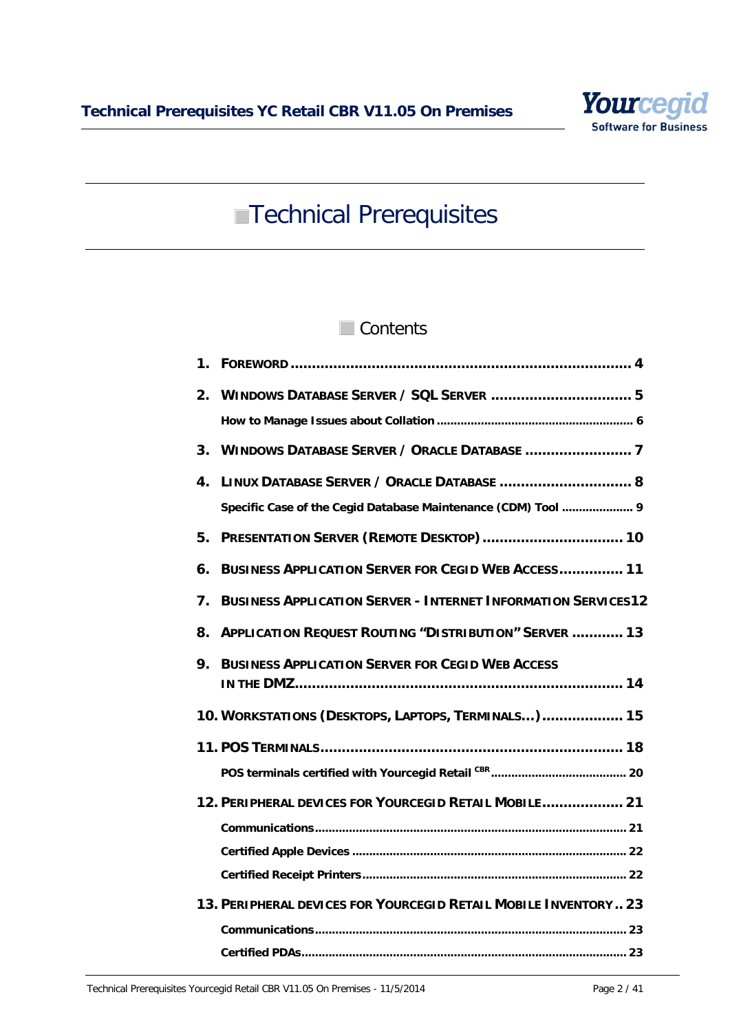# Technical Prerequisites

## Contents

1. FOREWORD ..................................................................... 4
2. WINDOWS DATABASE SERVER / SQL SERVER ................................. 5
   - How to Manage Issues about Collation ........................................................ 6
3. WINDOWS DATABASE SERVER / ORACLE DATABASE ......................... 7
4. LINUX DATABASE SERVER / ORACLE DATABASE ............................... 8
   - Specific Case of the Cegid Database Maintenance (CDM) Tool ..................... 9
5. PRESENTATION SERVER (REMOTE DESKTOP) ................................. 10
6. BUSINESS APPLICATION SERVER FOR CEGID WEB ACCESS ............... 11
7. BUSINESS APPLICATION SERVER - INTERNET INFORMATION SERVICES 12
8. APPLICATION REQUEST ROUTING "DISTRIBUTION" SERVER ............ 13
9. BUSINESS APPLICATION SERVER FOR CEGID WEB ACCESS IN THE DMZ.......................................................................... 14
10. WORKSTATIONS (DESKTOPS, LAPTOPS, TERMINALS...) ................... 15
11. POS TERMINALS........................................................................ 18
    - POS terminals certified with Yourcegid Retail CBR ........................................ 20
12. PERIPHERAL DEVICES FOR YOURCEGID RETAIL MOBILE................... 21
    - Communications............................................................................................ 21
    - Certified Apple Devices ................................................................................. 22
    - Certified Receipt Printers............................................................................... 22
13. PERIPHERAL DEVICES FOR YOURCEGID RETAIL MOBILE INVENTORY .. 23
    - Communications............................................................................................ 23
    - Certified PDAs................................................................................................ 23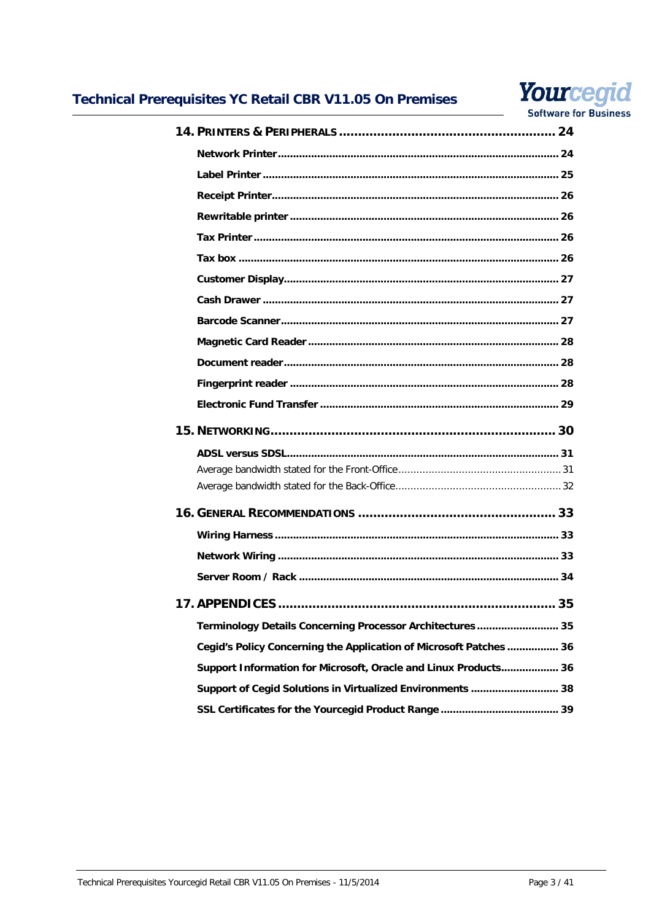**14. PRINTERS & PERIPHERALS ........................................................ 24**

- **Network Printer** ........................................................................................ 24
- **Label Printer** ............................................................................................ 25
- **Receipt Printer** .......................................................................................... 26
- **Rewritable printer** ..................................................................................... 26
- **Tax Printer** ................................................................................................ 26
- **Tax box** .................................................................................................... 26
- **Customer Display** ...................................................................................... 27
- **Cash Drawer** ............................................................................................. 27
- **Barcode Scanner** ....................................................................................... 27
- **Magnetic Card Reader** ............................................................................... 28
- **Document reader** ...................................................................................... 28
- **Fingerprint reader** ..................................................................................... 28
- **Electronic Fund Transfer** ........................................................................... 29

**15. NETWORKING ......................................................................... 30**

- **ADSL versus SDSL** ..................................................................................... 31
  - Average bandwidth stated for the Front-Office ..................................................... 31
  - Average bandwidth stated for the Back-Office ...................................................... 32

**16. GENERAL RECOMMENDATIONS ................................................... 33**

- **Wiring Harness** .......................................................................................... 33
- **Network Wiring** .......................................................................................... 33
- **Server Room / Rack** ................................................................................... 34

**17. APPENDICES ......................................................................... 35**

- **Terminology Details Concerning Processor Architectures** ........................... 35
- **Cegid's Policy Concerning the Application of Microsoft Patches** ................. 36
- **Support Information for Microsoft, Oracle and Linux Products** ................... 36
- **Support of Cegid Solutions in Virtualized Environments** ............................ 38
- **SSL Certificates for the Yourcegid Product Range** ...................................... 39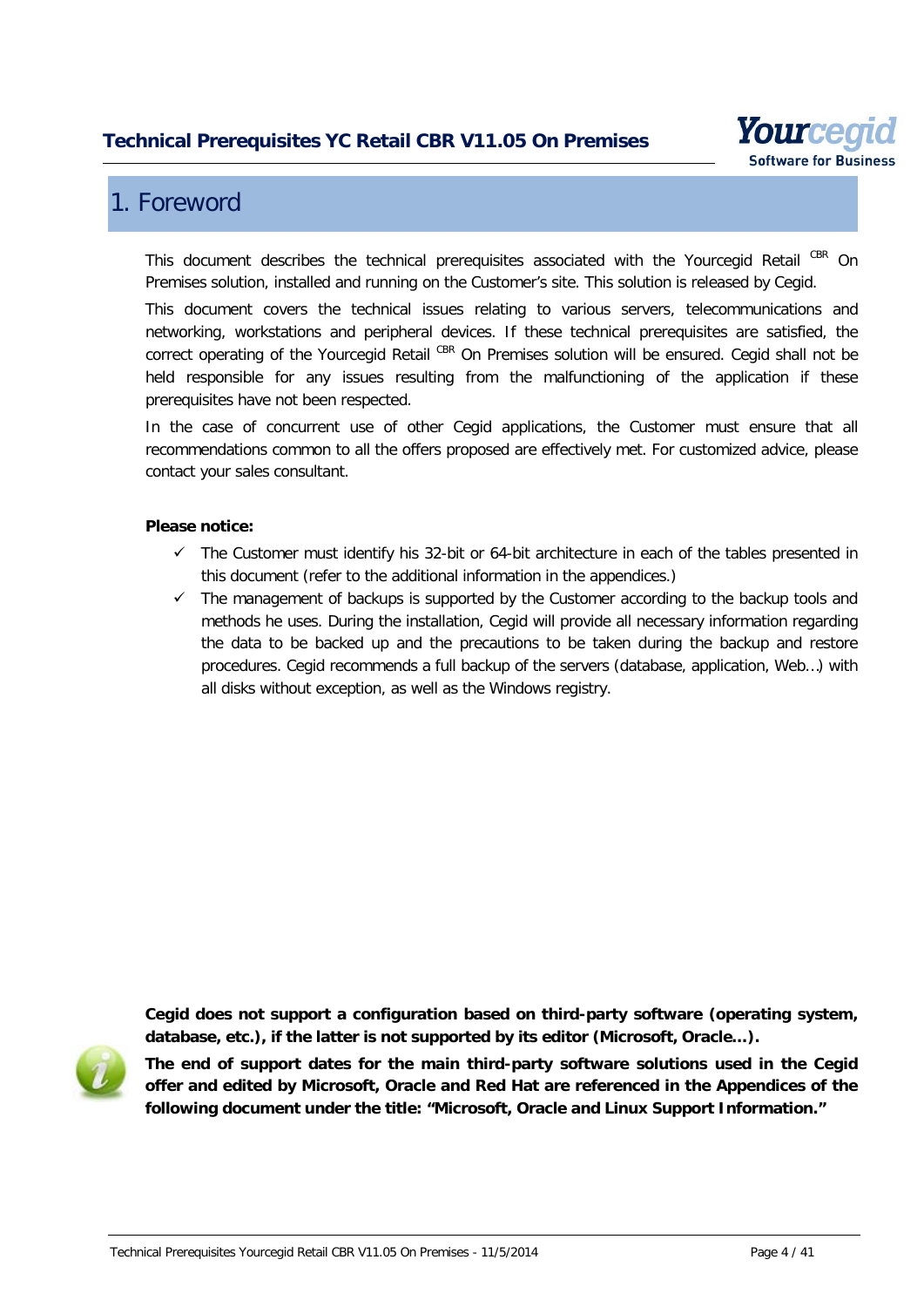# 1. Foreword

This document describes the technical prerequisites associated with the Yourcegid Retail [CBR] On Premises solution, installed and running on the Customer's site. This solution is released by Cegid.

This document covers the technical issues relating to various servers, telecommunications and networking, workstations and peripheral devices. If these technical prerequisites are satisfied, the correct operating of the Yourcegid Retail [CBR] On Premises solution will be ensured. Cegid shall not be held responsible for any issues resulting from the malfunctioning of the application if these prerequisites have not been respected.

In the case of concurrent use of other Cegid applications, the Customer must ensure that all recommendations common to all the offers proposed are effectively met. For customized advice, please contact your sales consultant.

**Please notice:**

- ✓ The Customer must identify his 32-bit or 64-bit architecture in each of the tables presented in this document (refer to the additional information in the appendices.)
- ✓ The management of backups is supported by the Customer according to the backup tools and methods he uses. During the installation, Cegid will provide all necessary information regarding the data to be backed up and the precautions to be taken during the backup and restore procedures. Cegid recommends a full backup of the servers (database, application, Web…) with all disks without exception, as well as the Windows registry.

**Cegid does not support a configuration based on third-party software (operating system, database, etc.), if the latter is not supported by its editor (Microsoft, Oracle…).**

**The end of support dates for the main third-party software solutions used in the Cegid offer and edited by Microsoft, Oracle and Red Hat are referenced in the Appendices of the following document under the title: "Microsoft, Oracle and Linux Support Information."**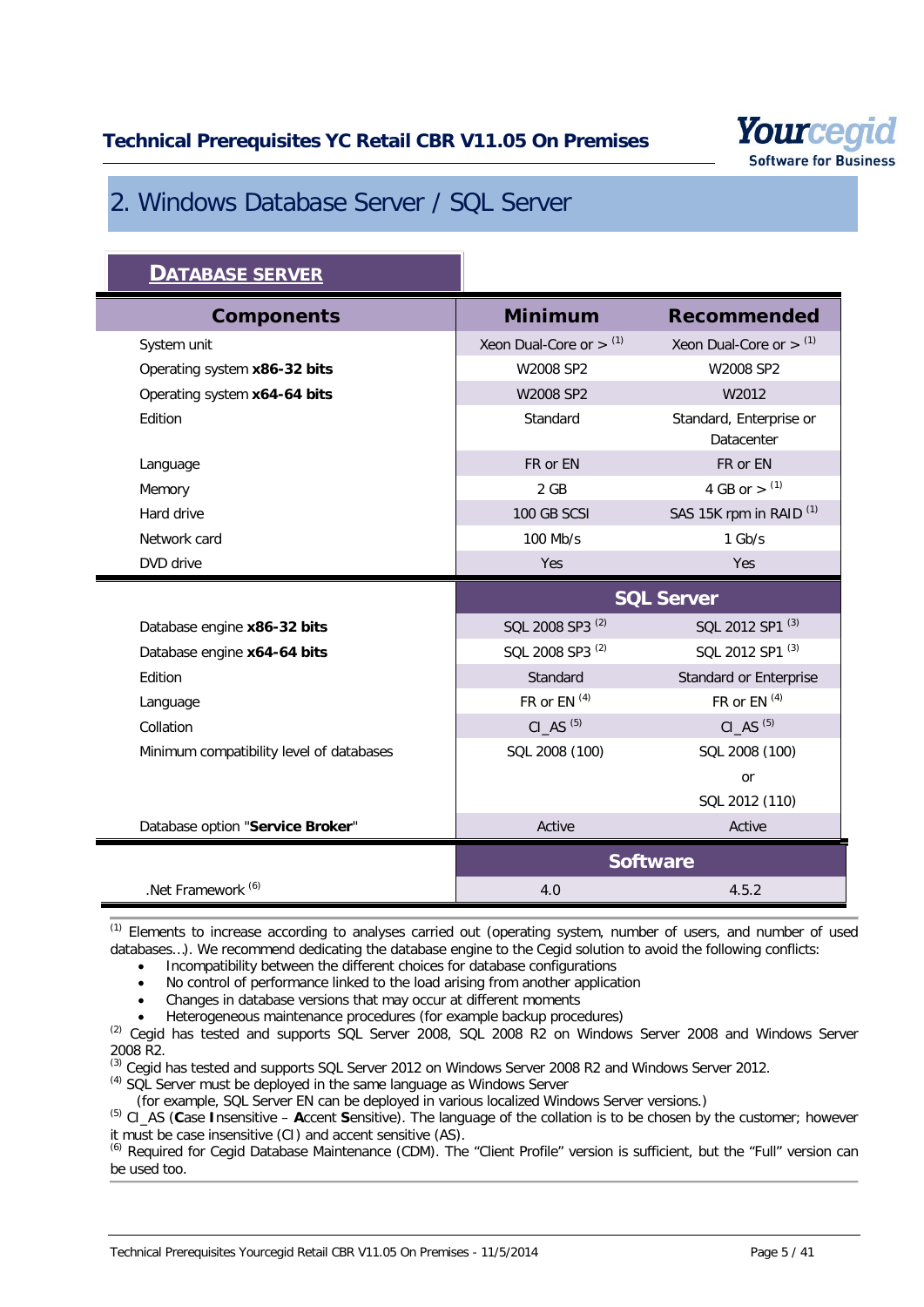## 2. Windows Database Server / SQL Server

### DATABASE SERVER

| Components | Minimum | Recommended |
|---|---|---|
| System unit | Xeon Dual-Core or > [1] | Xeon Dual-Core or > [1] |
| Operating system **x86-32 bits** | W2008 SP2 | W2008 SP2 |
| Operating system **x64-64 bits** | W2008 SP2 | W2012 |
| Edition | Standard | Standard, Enterprise or Datacenter |
| Language | FR or EN | FR or EN |
| Memory | 2 GB | 4 GB or > [1] |
| Hard drive | 100 GB SCSI | SAS 15K rpm in RAID [1] |
| Network card | 100 Mb/s | 1 Gb/s |
| DVD drive | Yes | Yes |
| | **SQL Server** | |
| Database engine **x86-32 bits** | SQL 2008 SP3 [2] | SQL 2012 SP1 [3] |
| Database engine **x64-64 bits** | SQL 2008 SP3 [2] | SQL 2012 SP1 [3] |
| Edition | Standard | Standard or Enterprise |
| Language | FR or EN [4] | FR or EN [4] |
| Collation | CI_AS [5] | CI_AS [5] |
| Minimum compatibility level of databases | SQL 2008 (100) | SQL 2008 (100) or SQL 2012 (110) |
| Database option "**Service Broker**" | Active | Active |
| | **Software** | |
| .Net Framework [6] | 4.0 | 4.5.2 |

[1] Elements to increase according to analyses carried out (operating system, number of users, and number of used databases…). We recommend dedicating the database engine to the Cegid solution to avoid the following conflicts:

- Incompatibility between the different choices for database configurations
- No control of performance linked to the load arising from another application
- Changes in database versions that may occur at different moments
- Heterogeneous maintenance procedures (for example backup procedures)

[2] Cegid has tested and supports SQL Server 2008, SQL 2008 R2 on Windows Server 2008 and Windows Server 2008 R2.

[3] Cegid has tested and supports SQL Server 2012 on Windows Server 2008 R2 and Windows Server 2012.

[4] SQL Server must be deployed in the same language as Windows Server
(for example, SQL Server EN can be deployed in various localized Windows Server versions.)

[5] CI_AS (**C**ase **I**nsensitive – **A**ccent **S**ensitive). The language of the collation is to be chosen by the customer; however it must be case insensitive (CI) and accent sensitive (AS).

[6] Required for Cegid Database Maintenance (CDM). The "Client Profile" version is sufficient, but the "Full" version can be used too.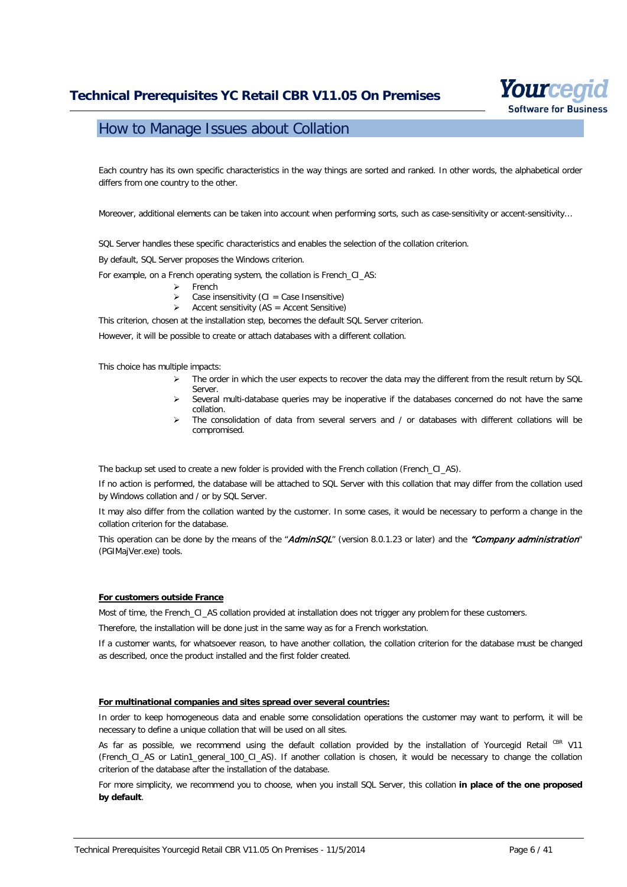# How to Manage Issues about Collation

Each country has its own specific characteristics in the way things are sorted and ranked. In other words, the alphabetical order differs from one country to the other.

Moreover, additional elements can be taken into account when performing sorts, such as case-sensitivity or accent-sensitivity…

SQL Server handles these specific characteristics and enables the selection of the collation criterion.

By default, SQL Server proposes the Windows criterion.

For example, on a French operating system, the collation is French_CI_AS:

- French
- Case insensitivity (CI = Case Insensitive)
- Accent sensitivity (AS = Accent Sensitive)

This criterion, chosen at the installation step, becomes the default SQL Server criterion.

However, it will be possible to create or attach databases with a different collation.

This choice has multiple impacts:

- The order in which the user expects to recover the data may the different from the result return by SQL Server.
- Several multi-database queries may be inoperative if the databases concerned do not have the same collation.
- The consolidation of data from several servers and / or databases with different collations will be compromised.

The backup set used to create a new folder is provided with the French collation (French_CI_AS).

If no action is performed, the database will be attached to SQL Server with this collation that may differ from the collation used by Windows collation and / or by SQL Server.

It may also differ from the collation wanted by the customer. In some cases, it would be necessary to perform a change in the collation criterion for the database.

This operation can be done by the means of the "*AdminSQL*" (version 8.0.1.23 or later) and the ***"Company administration***" (PGIMajVer.exe) tools.

**For customers outside France**

Most of time, the French_CI_AS collation provided at installation does not trigger any problem for these customers.

Therefore, the installation will be done just in the same way as for a French workstation.

If a customer wants, for whatsoever reason, to have another collation, the collation criterion for the database must be changed as described, once the product installed and the first folder created.

**For multinational companies and sites spread over several countries:**

In order to keep homogeneous data and enable some consolidation operations the customer may want to perform, it will be necessary to define a unique collation that will be used on all sites.

As far as possible, we recommend using the default collation provided by the installation of Yourcegid Retail [CBR] V11 (French_CI_AS or Latin1_general_100_CI_AS). If another collation is chosen, it would be necessary to change the collation criterion of the database after the installation of the database.

For more simplicity, we recommend you to choose, when you install SQL Server, this collation **in place of the one proposed by default**.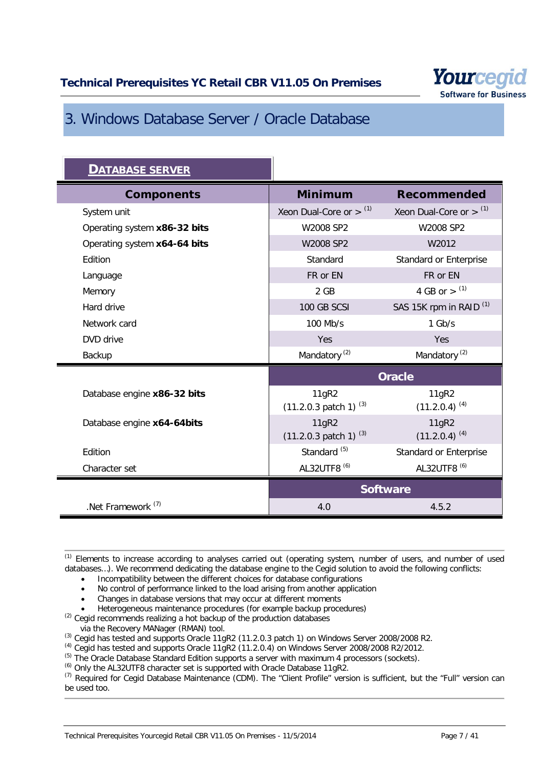# 3. Windows Database Server / Oracle Database

## DATABASE SERVER

| Components | Minimum | Recommended |
|---|---|---|
| System unit | Xeon Dual-Core or > [1] | Xeon Dual-Core or > [1] |
| Operating system **x86-32 bits** | W2008 SP2 | W2008 SP2 |
| Operating system **x64-64 bits** | W2008 SP2 | W2012 |
| Edition | Standard | Standard or Enterprise |
| Language | FR or EN | FR or EN |
| Memory | 2 GB | 4 GB or > [1] |
| Hard drive | 100 GB SCSI | SAS 15K rpm in RAID [1] |
| Network card | 100 Mb/s | 1 Gb/s |
| DVD drive | Yes | Yes |
| Backup | Mandatory [2] | Mandatory [2] |
| | **Oracle** | |
| Database engine **x86-32 bits** | 11gR2 (11.2.0.3 patch 1) [3] | 11gR2 (11.2.0.4) [4] |
| Database engine **x64-64bits** | 11gR2 (11.2.0.3 patch 1) [3] | 11gR2 (11.2.0.4) [4] |
| Edition | Standard [5] | Standard or Enterprise |
| Character set | AL32UTF8 [6] | AL32UTF8 [6] |
| | **Software** | |
| .Net Framework [7] | 4.0 | 4.5.2 |

[1] Elements to increase according to analyses carried out (operating system, number of users, and number of used databases…). We recommend dedicating the database engine to the Cegid solution to avoid the following conflicts:

- Incompatibility between the different choices for database configurations
- No control of performance linked to the load arising from another application
- Changes in database versions that may occur at different moments
- Heterogeneous maintenance procedures (for example backup procedures)

[2] Cegid recommends realizing a hot backup of the production databases via the Recovery MANager (RMAN) tool.

[3] Cegid has tested and supports Oracle 11gR2 (11.2.0.3 patch 1) on Windows Server 2008/2008 R2.

[4] Cegid has tested and supports Oracle 11gR2 (11.2.0.4) on Windows Server 2008/2008 R2/2012.

[5] The Oracle Database Standard Edition supports a server with maximum 4 processors (sockets).

[6] Only the AL32UTF8 character set is supported with Oracle Database 11gR2.

[7] Required for Cegid Database Maintenance (CDM). The "Client Profile" version is sufficient, but the "Full" version can be used too.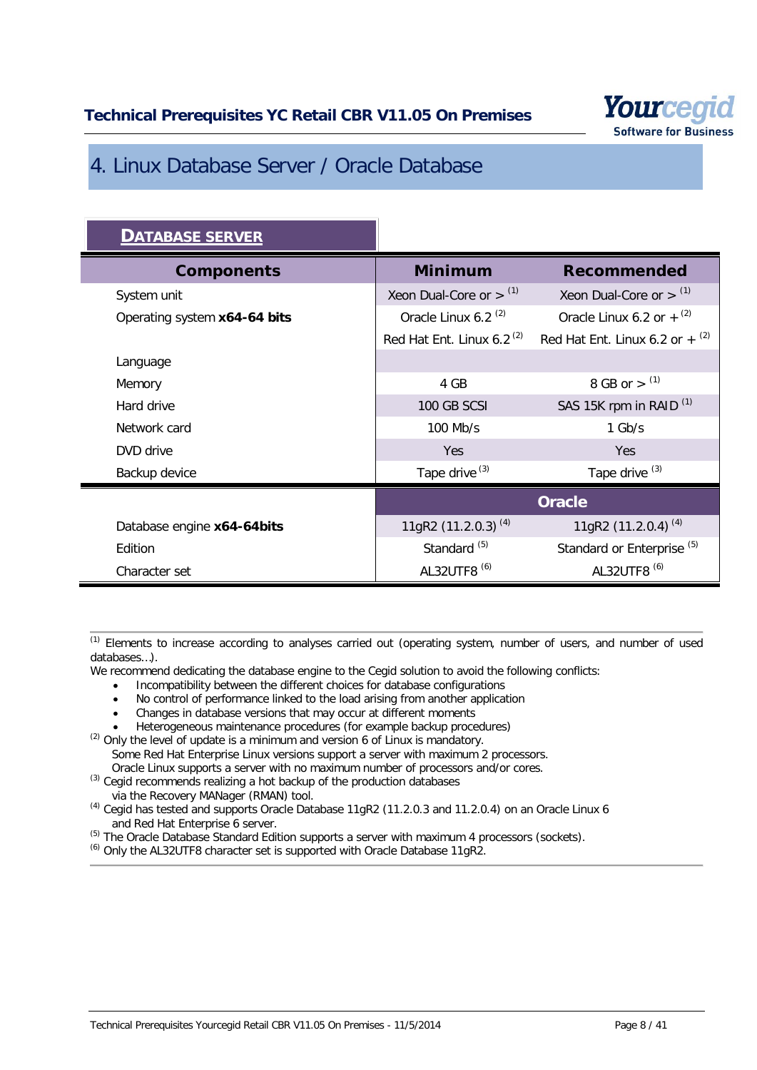# 4. Linux Database Server / Oracle Database

## DATABASE SERVER

| Components | Minimum | Recommended |
|---|---|---|
| System unit | Xeon Dual-Core or > [1] | Xeon Dual-Core or > [1] |
| Operating system **x64-64 bits** | Oracle Linux 6.2 [2] | Oracle Linux 6.2 or + [2] |
| | Red Hat Ent. Linux 6.2 [2] | Red Hat Ent. Linux 6.2 or + [2] |
| Language | | |
| Memory | 4 GB | 8 GB or > [1] |
| Hard drive | 100 GB SCSI | SAS 15K rpm in RAID [1] |
| Network card | 100 Mb/s | 1 Gb/s |
| DVD drive | Yes | Yes |
| Backup device | Tape drive [3] | Tape drive [3] |
| | **Oracle** | |
| Database engine **x64-64bits** | 11gR2 (11.2.0.3) [4] | 11gR2 (11.2.0.4) [4] |
| Edition | Standard [5] | Standard or Enterprise [5] |
| Character set | AL32UTF8 [6] | AL32UTF8 [6] |

[1] Elements to increase according to analyses carried out (operating system, number of users, and number of used databases…).
We recommend dedicating the database engine to the Cegid solution to avoid the following conflicts:

- Incompatibility between the different choices for database configurations
- No control of performance linked to the load arising from another application
- Changes in database versions that may occur at different moments
- Heterogeneous maintenance procedures (for example backup procedures)

[2] Only the level of update is a minimum and version 6 of Linux is mandatory.
Some Red Hat Enterprise Linux versions support a server with maximum 2 processors.
Oracle Linux supports a server with no maximum number of processors and/or cores.

[3] Cegid recommends realizing a hot backup of the production databases via the Recovery MANager (RMAN) tool.

[4] Cegid has tested and supports Oracle Database 11gR2 (11.2.0.3 and 11.2.0.4) on an Oracle Linux 6 and Red Hat Enterprise 6 server.

[5] The Oracle Database Standard Edition supports a server with maximum 4 processors (sockets).

[6] Only the AL32UTF8 character set is supported with Oracle Database 11gR2.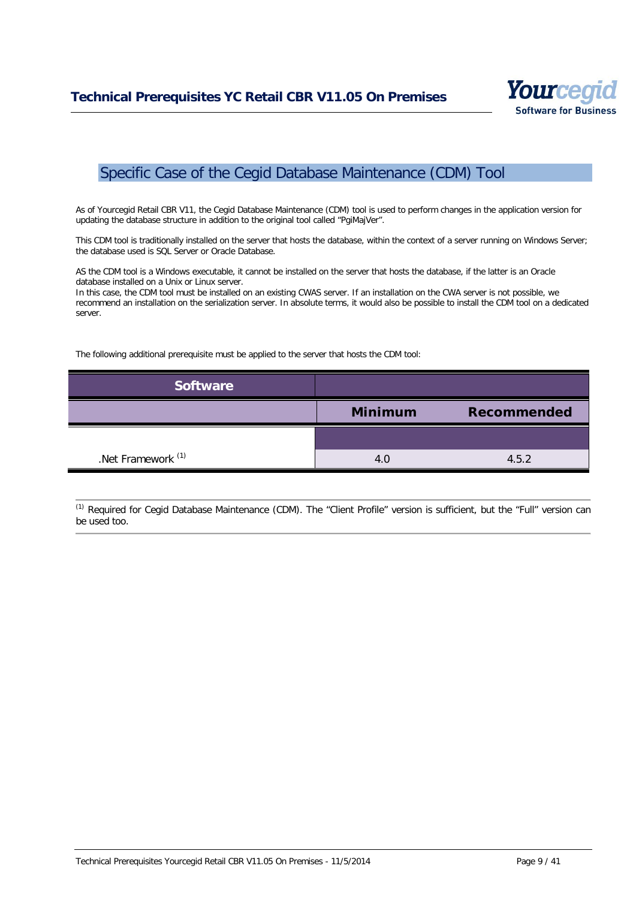## Specific Case of the Cegid Database Maintenance (CDM) Tool

As of Yourcegid Retail CBR V11, the Cegid Database Maintenance (CDM) tool is used to perform changes in the application version for updating the database structure in addition to the original tool called "PgiMajVer".

This CDM tool is traditionally installed on the server that hosts the database, within the context of a server running on Windows Server; the database used is SQL Server or Oracle Database.

AS the CDM tool is a Windows executable, it cannot be installed on the server that hosts the database, if the latter is an Oracle database installed on a Unix or Linux server.
In this case, the CDM tool must be installed on an existing CWAS server. If an installation on the CWA server is not possible, we recommend an installation on the serialization server. In absolute terms, it would also be possible to install the CDM tool on a dedicated server.

The following additional prerequisite must be applied to the server that hosts the CDM tool:

| Software | | |
|---|---|---|
| | **Minimum** | **Recommended** |
| .Net Framework [1] | 4.0 | 4.5.2 |

[1] Required for Cegid Database Maintenance (CDM). The "Client Profile" version is sufficient, but the "Full" version can be used too.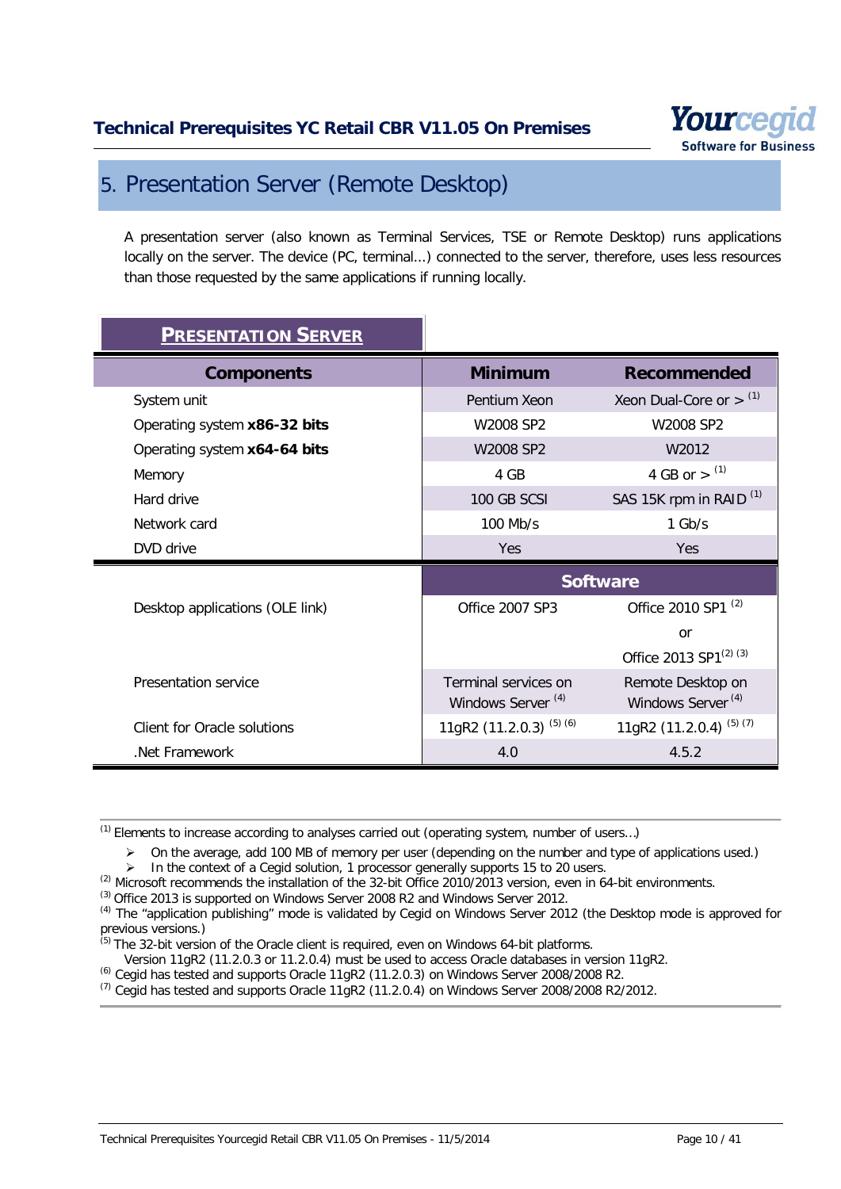## 5. Presentation Server (Remote Desktop)

A presentation server (also known as Terminal Services, TSE or Remote Desktop) runs applications locally on the server. The device (PC, terminal...) connected to the server, therefore, uses less resources than those requested by the same applications if running locally.

**PRESENTATION SERVER**

| Components | Minimum | Recommended |
|---|---|---|
| System unit | Pentium Xeon | Xeon Dual-Core or > [1] |
| Operating system **x86-32 bits** | W2008 SP2 | W2008 SP2 |
| Operating system **x64-64 bits** | W2008 SP2 | W2012 |
| Memory | 4 GB | 4 GB or > [1] |
| Hard drive | 100 GB SCSI | SAS 15K rpm in RAID [1] |
| Network card | 100 Mb/s | 1 Gb/s |
| DVD drive | Yes | Yes |
| | **Software** | |
| Desktop applications (OLE link) | Office 2007 SP3 | Office 2010 SP1 [2] or Office 2013 SP1[2] [3] |
| Presentation service | Terminal services on Windows Server [4] | Remote Desktop on Windows Server [4] |
| Client for Oracle solutions | 11gR2 (11.2.0.3) [5] [6] | 11gR2 (11.2.0.4) [5] [7] |
| .Net Framework | 4.0 | 4.5.2 |

[1] Elements to increase according to analyses carried out (operating system, number of users...)

- On the average, add 100 MB of memory per user (depending on the number and type of applications used.)
- In the context of a Cegid solution, 1 processor generally supports 15 to 20 users.

[2] Microsoft recommends the installation of the 32-bit Office 2010/2013 version, even in 64-bit environments.

[3] Office 2013 is supported on Windows Server 2008 R2 and Windows Server 2012.

[4] The "application publishing" mode is validated by Cegid on Windows Server 2012 (the Desktop mode is approved for previous versions.)

[5] The 32-bit version of the Oracle client is required, even on Windows 64-bit platforms.
Version 11gR2 (11.2.0.3 or 11.2.0.4) must be used to access Oracle databases in version 11gR2.

[6] Cegid has tested and supports Oracle 11gR2 (11.2.0.3) on Windows Server 2008/2008 R2.

[7] Cegid has tested and supports Oracle 11gR2 (11.2.0.4) on Windows Server 2008/2008 R2/2012.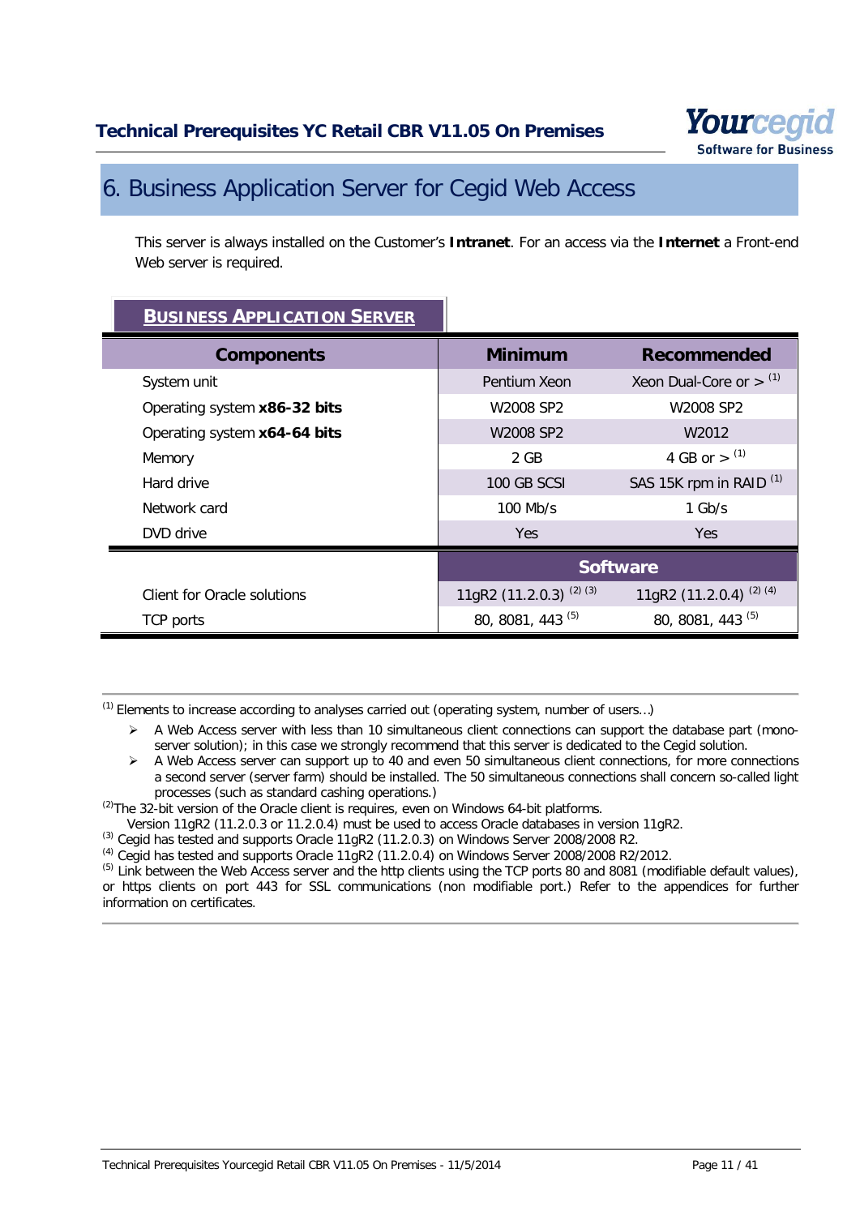# 6. Business Application Server for Cegid Web Access

This server is always installed on the Customer's **Intranet**. For an access via the **Internet** a Front-end Web server is required.

**BUSINESS APPLICATION SERVER**

| Components | Minimum | Recommended |
|---|---|---|
| System unit | Pentium Xeon | Xeon Dual-Core or > [1] |
| Operating system **x86-32 bits** | W2008 SP2 | W2008 SP2 |
| Operating system **x64-64 bits** | W2008 SP2 | W2012 |
| Memory | 2 GB | 4 GB or > [1] |
| Hard drive | 100 GB SCSI | SAS 15K rpm in RAID [1] |
| Network card | 100 Mb/s | 1 Gb/s |
| DVD drive | Yes | Yes |
| | **Software** | |
| Client for Oracle solutions | 11gR2 (11.2.0.3) [2] [3] | 11gR2 (11.2.0.4) [2] [4] |
| TCP ports | 80, 8081, 443 [5] | 80, 8081, 443 [5] |

[1] Elements to increase according to analyses carried out (operating system, number of users…)

- A Web Access server with less than 10 simultaneous client connections can support the database part (mono-server solution); in this case we strongly recommend that this server is dedicated to the Cegid solution.
- A Web Access server can support up to 40 and even 50 simultaneous client connections, for more connections a second server (server farm) should be installed. The 50 simultaneous connections shall concern so-called light processes (such as standard cashing operations.)

[2] The 32-bit version of the Oracle client is requires, even on Windows 64-bit platforms.
Version 11gR2 (11.2.0.3 or 11.2.0.4) must be used to access Oracle databases in version 11gR2.

[3] Cegid has tested and supports Oracle 11gR2 (11.2.0.3) on Windows Server 2008/2008 R2.

[4] Cegid has tested and supports Oracle 11gR2 (11.2.0.4) on Windows Server 2008/2008 R2/2012.

[5] Link between the Web Access server and the http clients using the TCP ports 80 and 8081 (modifiable default values), or https clients on port 443 for SSL communications (non modifiable port.) Refer to the appendices for further information on certificates.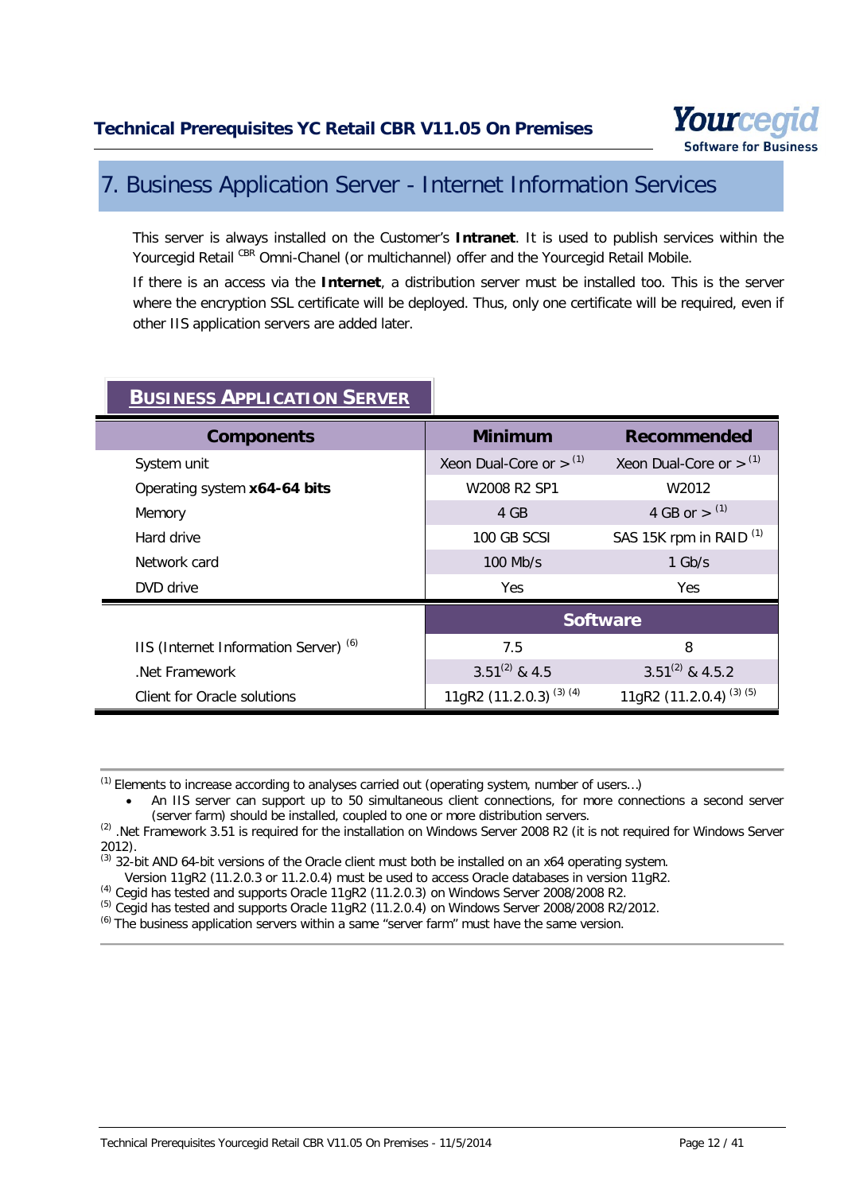# 7. Business Application Server - Internet Information Services

This server is always installed on the Customer's **Intranet**. It is used to publish services within the Yourcegid Retail [CBR] Omni-Chanel (or multichannel) offer and the Yourcegid Retail Mobile.

If there is an access via the **Internet**, a distribution server must be installed too. This is the server where the encryption SSL certificate will be deployed. Thus, only one certificate will be required, even if other IIS application servers are added later.

## BUSINESS APPLICATION SERVER

| Components | Minimum | Recommended |
|---|---|---|
| System unit | Xeon Dual-Core or > [1] | Xeon Dual-Core or > [1] |
| Operating system **x64-64 bits** | W2008 R2 SP1 | W2012 |
| Memory | 4 GB | 4 GB or > [1] |
| Hard drive | 100 GB SCSI | SAS 15K rpm in RAID [1] |
| Network card | 100 Mb/s | 1 Gb/s |
| DVD drive | Yes | Yes |
| | **Software** | |
| IIS (Internet Information Server) [6] | 7.5 | 8 |
| .Net Framework | 3.51[2] & 4.5 | 3.51[2] & 4.5.2 |
| Client for Oracle solutions | 11gR2 (11.2.0.3) [3] [4] | 11gR2 (11.2.0.4) [3] [5] |

[1] Elements to increase according to analyses carried out (operating system, number of users…)

- An IIS server can support up to 50 simultaneous client connections, for more connections a second server (server farm) should be installed, coupled to one or more distribution servers.

[2] .Net Framework 3.51 is required for the installation on Windows Server 2008 R2 (it is not required for Windows Server 2012).

[3] 32-bit AND 64-bit versions of the Oracle client must both be installed on an x64 operating system. Version 11gR2 (11.2.0.3 or 11.2.0.4) must be used to access Oracle databases in version 11gR2.

[4] Cegid has tested and supports Oracle 11gR2 (11.2.0.3) on Windows Server 2008/2008 R2.

[5] Cegid has tested and supports Oracle 11gR2 (11.2.0.4) on Windows Server 2008/2008 R2/2012.

[6] The business application servers within a same "server farm" must have the same version.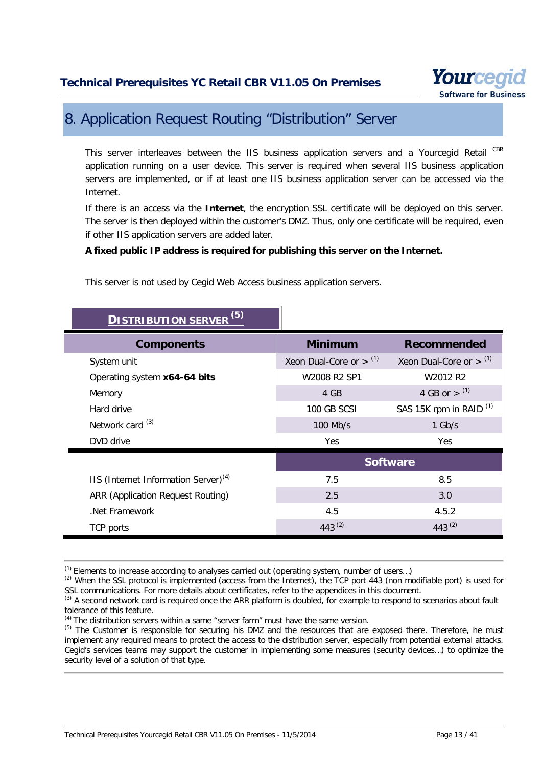# 8. Application Request Routing “Distribution” Server

This server interleaves between the IIS business application servers and a Yourcegid Retail CBR application running on a user device. This server is required when several IIS business application servers are implemented, or if at least one IIS business application server can be accessed via the Internet.

If there is an access via the **Internet**, the encryption SSL certificate will be deployed on this server. The server is then deployed within the customer’s DMZ. Thus, only one certificate will be required, even if other IIS application servers are added later.

**A fixed public IP address is required for publishing this server on the Internet.**

This server is not used by Cegid Web Access business application servers.

**DISTRIBUTION SERVER (5)**

| Components | Minimum | Recommended |
|---|---|---|
| System unit | Xeon Dual-Core or > (1) | Xeon Dual-Core or > (1) |
| Operating system **x64-64 bits** | W2008 R2 SP1 | W2012 R2 |
| Memory | 4 GB | 4 GB or > (1) |
| Hard drive | 100 GB SCSI | SAS 15K rpm in RAID (1) |
| Network card (3) | 100 Mb/s | 1 Gb/s |
| DVD drive | Yes | Yes |
| | **Software** | |
| IIS (Internet Information Server)(4) | 7.5 | 8.5 |
| ARR (Application Request Routing) | 2.5 | 3.0 |
| .Net Framework | 4.5 | 4.5.2 |
| TCP ports | 443 (2) | 443 (2) |

(1) Elements to increase according to analyses carried out (operating system, number of users…)

(2) When the SSL protocol is implemented (access from the Internet), the TCP port 443 (non modifiable port) is used for SSL communications. For more details about certificates, refer to the appendices in this document.

(3) A second network card is required once the ARR platform is doubled, for example to respond to scenarios about fault tolerance of this feature.

(4) The distribution servers within a same “server farm” must have the same version.

(5) The Customer is responsible for securing his DMZ and the resources that are exposed there. Therefore, he must implement any required means to protect the access to the distribution server, especially from potential external attacks. Cegid’s services teams may support the customer in implementing some measures (security devices…) to optimize the security level of a solution of that type.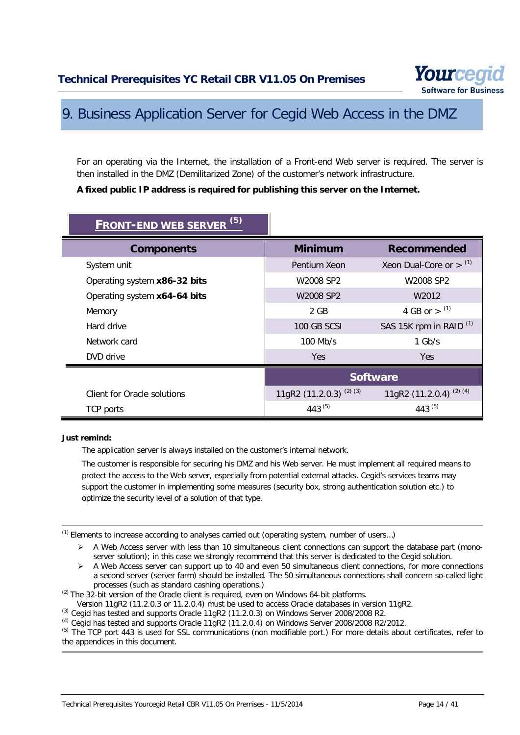# 9. Business Application Server for Cegid Web Access in the DMZ

For an operating via the Internet, the installation of a Front-end Web server is required. The server is then installed in the DMZ (Demilitarized Zone) of the customer's network infrastructure.

**A fixed public IP address is required for publishing this server on the Internet.**

**FRONT-END WEB SERVER [5]**

| Components | Minimum | Recommended |
|---|---|---|
| System unit | Pentium Xeon | Xeon Dual-Core or > [1] |
| Operating system **x86-32 bits** | W2008 SP2 | W2008 SP2 |
| Operating system **x64-64 bits** | W2008 SP2 | W2012 |
| Memory | 2 GB | 4 GB or > [1] |
| Hard drive | 100 GB SCSI | SAS 15K rpm in RAID [1] |
| Network card | 100 Mb/s | 1 Gb/s |
| DVD drive | Yes | Yes |
| | **Software** | |
| Client for Oracle solutions | 11gR2 (11.2.0.3) [2] [3] | 11gR2 (11.2.0.4) [2] [4] |
| TCP ports | 443 [5] | 443 [5] |

**Just remind:**

The application server is always installed on the customer's internal network.

The customer is responsible for securing his DMZ and his Web server. He must implement all required means to protect the access to the Web server, especially from potential external attacks. Cegid's services teams may support the customer in implementing some measures (security box, strong authentication solution etc.) to optimize the security level of a solution of that type.

---

[1] Elements to increase according to analyses carried out (operating system, number of users…)

- A Web Access server with less than 10 simultaneous client connections can support the database part (mono-server solution); in this case we strongly recommend that this server is dedicated to the Cegid solution.
- A Web Access server can support up to 40 and even 50 simultaneous client connections, for more connections a second server (server farm) should be installed. The 50 simultaneous connections shall concern so-called light processes (such as standard cashing operations.)

[2] The 32-bit version of the Oracle client is required, even on Windows 64-bit platforms.
Version 11gR2 (11.2.0.3 or 11.2.0.4) must be used to access Oracle databases in version 11gR2.

[3] Cegid has tested and supports Oracle 11gR2 (11.2.0.3) on Windows Server 2008/2008 R2.

[4] Cegid has tested and supports Oracle 11gR2 (11.2.0.4) on Windows Server 2008/2008 R2/2012.

[5] The TCP port 443 is used for SSL communications (non modifiable port.) For more details about certificates, refer to the appendices in this document.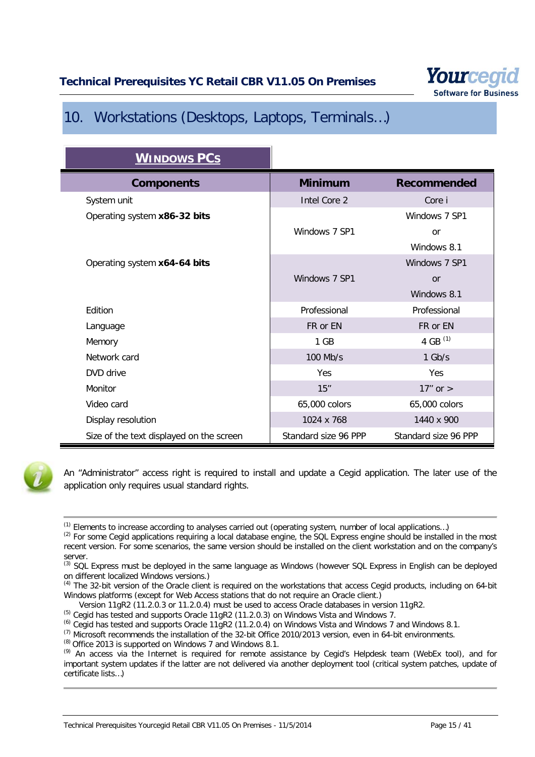## 10. Workstations (Desktops, Laptops, Terminals…)

**WINDOWS PCs**

| Components | Minimum | Recommended |
|---|---|---|
| System unit | Intel Core 2 | Core i |
| Operating system **x86-32 bits** | Windows 7 SP1 | Windows 7 SP1 or Windows 8.1 |
| Operating system **x64-64 bits** | Windows 7 SP1 | Windows 7 SP1 or Windows 8.1 |
| Edition | Professional | Professional |
| Language | FR or EN | FR or EN |
| Memory | 1 GB | 4 GB [1] |
| Network card | 100 Mb/s | 1 Gb/s |
| DVD drive | Yes | Yes |
| Monitor | 15'' | 17'' or > |
| Video card | 65,000 colors | 65,000 colors |
| Display resolution | 1024 x 768 | 1440 x 900 |
| Size of the text displayed on the screen | Standard size 96 PPP | Standard size 96 PPP |

An "Administrator" access right is required to install and update a Cegid application. The later use of the application only requires usual standard rights.

---

[1] Elements to increase according to analyses carried out (operating system, number of local applications…)

[2] For some Cegid applications requiring a local database engine, the SQL Express engine should be installed in the most recent version. For some scenarios, the same version should be installed on the client workstation and on the company's server.

[3] SQL Express must be deployed in the same language as Windows (however SQL Express in English can be deployed on different localized Windows versions.)

[4] The 32-bit version of the Oracle client is required on the workstations that access Cegid products, including on 64-bit Windows platforms (except for Web Access stations that do not require an Oracle client.)
Version 11gR2 (11.2.0.3 or 11.2.0.4) must be used to access Oracle databases in version 11gR2.

[5] Cegid has tested and supports Oracle 11gR2 (11.2.0.3) on Windows Vista and Windows 7.

[6] Cegid has tested and supports Oracle 11gR2 (11.2.0.4) on Windows Vista and Windows 7 and Windows 8.1.

[7] Microsoft recommends the installation of the 32-bit Office 2010/2013 version, even in 64-bit environments.

[8] Office 2013 is supported on Windows 7 and Windows 8.1.

[9] An access via the Internet is required for remote assistance by Cegid's Helpdesk team (WebEx tool), and for important system updates if the latter are not delivered via another deployment tool (critical system patches, update of certificate lists…)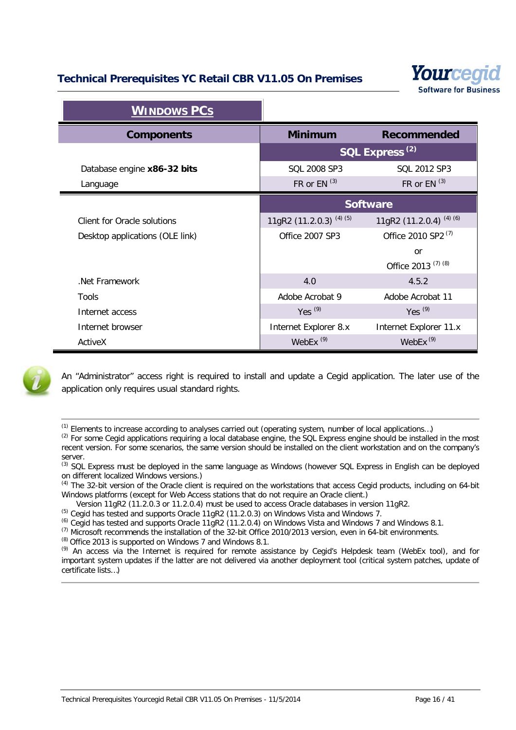## Windows PCs

| Components | Minimum | Recommended |
|---|---|---|
| | **SQL Express** [2] | |
| Database engine **x86-32 bits** | SQL 2008 SP3 | SQL 2012 SP3 |
| Language | FR or EN [3] | FR or EN [3] |
| | **Software** | |
| Client for Oracle solutions | 11gR2 (11.2.0.3) [4] [5] | 11gR2 (11.2.0.4) [4] [6] |
| Desktop applications (OLE link) | Office 2007 SP3 | Office 2010 SP2 [7] or Office 2013 [7] [8] |
| .Net Framework | 4.0 | 4.5.2 |
| Tools | Adobe Acrobat 9 | Adobe Acrobat 11 |
| Internet access | Yes [9] | Yes [9] |
| Internet browser | Internet Explorer 8.x | Internet Explorer 11.x |
| ActiveX | WebEx [9] | WebEx [9] |

An "Administrator" access right is required to install and update a Cegid application. The later use of the application only requires usual standard rights.

---

[1] Elements to increase according to analyses carried out (operating system, number of local applications…)
[2] For some Cegid applications requiring a local database engine, the SQL Express engine should be installed in the most recent version. For some scenarios, the same version should be installed on the client workstation and on the company's server.
[3] SQL Express must be deployed in the same language as Windows (however SQL Express in English can be deployed on different localized Windows versions.)
[4] The 32-bit version of the Oracle client is required on the workstations that access Cegid products, including on 64-bit Windows platforms (except for Web Access stations that do not require an Oracle client.)
Version 11gR2 (11.2.0.3 or 11.2.0.4) must be used to access Oracle databases in version 11gR2.
[5] Cegid has tested and supports Oracle 11gR2 (11.2.0.3) on Windows Vista and Windows 7.
[6] Cegid has tested and supports Oracle 11gR2 (11.2.0.4) on Windows Vista and Windows 7 and Windows 8.1.
[7] Microsoft recommends the installation of the 32-bit Office 2010/2013 version, even in 64-bit environments.
[8] Office 2013 is supported on Windows 7 and Windows 8.1.
[9] An access via the Internet is required for remote assistance by Cegid's Helpdesk team (WebEx tool), and for important system updates if the latter are not delivered via another deployment tool (critical system patches, update of certificate lists…)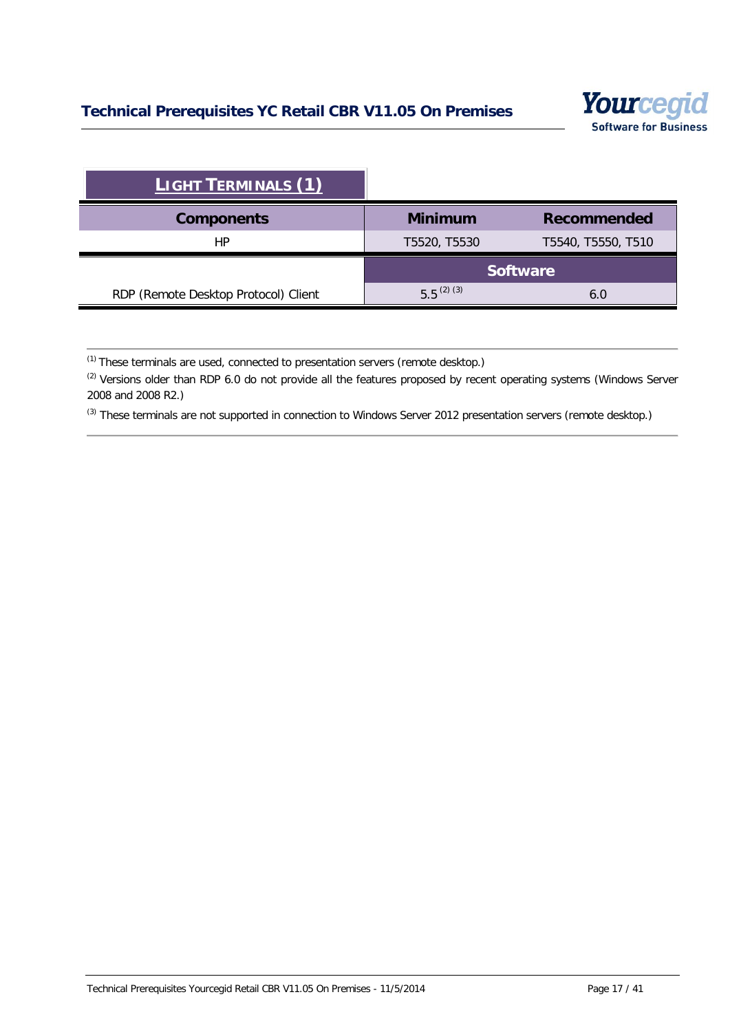## Light Terminals [1]

| Components | Minimum | Recommended |
|---|---|---|
| HP | T5520, T5530 | T5540, T5550, T510 |
| | **Software** | |
| RDP (Remote Desktop Protocol) Client | 5.5 [2] [3] | 6.0 |

[1] These terminals are used, connected to presentation servers (remote desktop.)

[2] Versions older than RDP 6.0 do not provide all the features proposed by recent operating systems (Windows Server 2008 and 2008 R2.)

[3] These terminals are not supported in connection to Windows Server 2012 presentation servers (remote desktop.)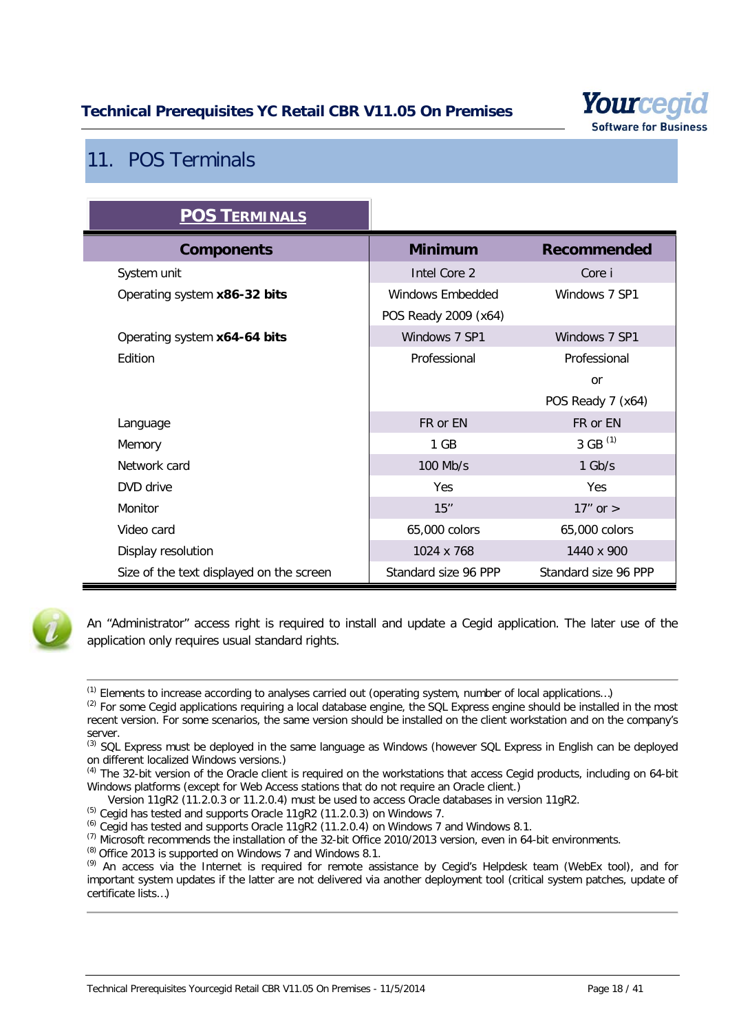## 11. POS Terminals

**POS TERMINALS**

| Components | Minimum | Recommended |
|---|---|---|
| System unit | Intel Core 2 | Core i |
| Operating system **x86-32 bits** | Windows Embedded POS Ready 2009 (x64) | Windows 7 SP1 |
| Operating system **x64-64 bits** | Windows 7 SP1 | Windows 7 SP1 |
| Edition | Professional | Professional or POS Ready 7 (x64) |
| Language | FR or EN | FR or EN |
| Memory | 1 GB | 3 GB [1] |
| Network card | 100 Mb/s | 1 Gb/s |
| DVD drive | Yes | Yes |
| Monitor | 15'' | 17'' or > |
| Video card | 65,000 colors | 65,000 colors |
| Display resolution | 1024 x 768 | 1440 x 900 |
| Size of the text displayed on the screen | Standard size 96 PPP | Standard size 96 PPP |

An "Administrator" access right is required to install and update a Cegid application. The later use of the application only requires usual standard rights.

---

[1] Elements to increase according to analyses carried out (operating system, number of local applications…)
[2] For some Cegid applications requiring a local database engine, the SQL Express engine should be installed in the most recent version. For some scenarios, the same version should be installed on the client workstation and on the company's server.
[3] SQL Express must be deployed in the same language as Windows (however SQL Express in English can be deployed on different localized Windows versions.)
[4] The 32-bit version of the Oracle client is required on the workstations that access Cegid products, including on 64-bit Windows platforms (except for Web Access stations that do not require an Oracle client.)
Version 11gR2 (11.2.0.3 or 11.2.0.4) must be used to access Oracle databases in version 11gR2.
[5] Cegid has tested and supports Oracle 11gR2 (11.2.0.3) on Windows 7.
[6] Cegid has tested and supports Oracle 11gR2 (11.2.0.4) on Windows 7 and Windows 8.1.
[7] Microsoft recommends the installation of the 32-bit Office 2010/2013 version, even in 64-bit environments.
[8] Office 2013 is supported on Windows 7 and Windows 8.1.
[9] An access via the Internet is required for remote assistance by Cegid's Helpdesk team (WebEx tool), and for important system updates if the latter are not delivered via another deployment tool (critical system patches, update of certificate lists…)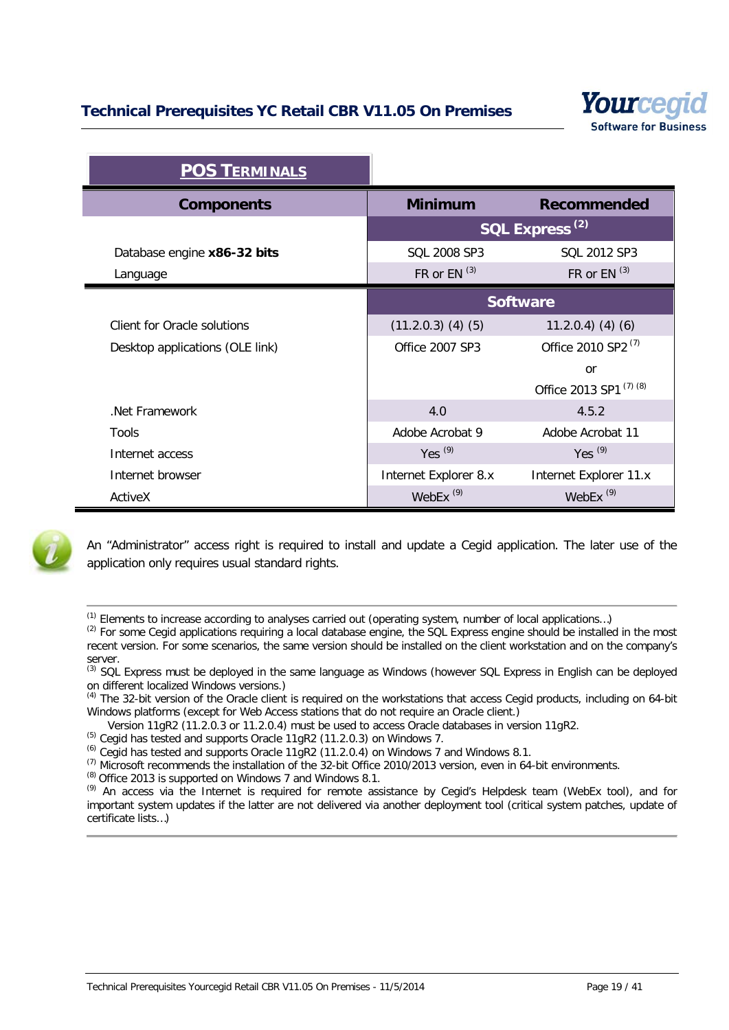## POS TERMINALS

| Components | Minimum | Recommended |
|---|---|---|
| | **SQL Express** [2] | |
| Database engine **x86-32 bits** | SQL 2008 SP3 | SQL 2012 SP3 |
| Language | FR or EN [3] | FR or EN [3] |
| | **Software** | |
| Client for Oracle solutions | (11.2.0.3) (4) (5) | 11.2.0.4) (4) (6) |
| Desktop applications (OLE link) | Office 2007 SP3 | Office 2010 SP2 [7] or Office 2013 SP1 [7] [8] |
| .Net Framework | 4.0 | 4.5.2 |
| Tools | Adobe Acrobat 9 | Adobe Acrobat 11 |
| Internet access | Yes [9] | Yes [9] |
| Internet browser | Internet Explorer 8.x | Internet Explorer 11.x |
| ActiveX | WebEx [9] | WebEx [9] |

An "Administrator" access right is required to install and update a Cegid application. The later use of the application only requires usual standard rights.

---

[1] Elements to increase according to analyses carried out (operating system, number of local applications…)
[2] For some Cegid applications requiring a local database engine, the SQL Express engine should be installed in the most recent version. For some scenarios, the same version should be installed on the client workstation and on the company's server.
[3] SQL Express must be deployed in the same language as Windows (however SQL Express in English can be deployed on different localized Windows versions.)
[4] The 32-bit version of the Oracle client is required on the workstations that access Cegid products, including on 64-bit Windows platforms (except for Web Access stations that do not require an Oracle client.)
Version 11gR2 (11.2.0.3 or 11.2.0.4) must be used to access Oracle databases in version 11gR2.
[5] Cegid has tested and supports Oracle 11gR2 (11.2.0.3) on Windows 7.
[6] Cegid has tested and supports Oracle 11gR2 (11.2.0.4) on Windows 7 and Windows 8.1.
[7] Microsoft recommends the installation of the 32-bit Office 2010/2013 version, even in 64-bit environments.
[8] Office 2013 is supported on Windows 7 and Windows 8.1.
[9] An access via the Internet is required for remote assistance by Cegid's Helpdesk team (WebEx tool), and for important system updates if the latter are not delivered via another deployment tool (critical system patches, update of certificate lists…)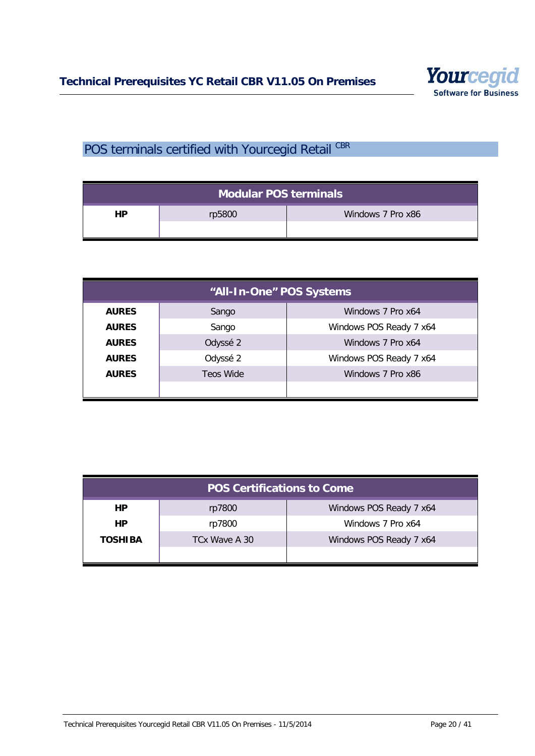## POS terminals certified with Yourcegid Retail CBR

| Modular POS terminals | | |
|---|---|---|
| **HP** | rp5800 | Windows 7 Pro x86 |
| | | |

| "All-In-One" POS Systems | | |
|---|---|---|
| **AURES** | Sango | Windows 7 Pro x64 |
| **AURES** | Sango | Windows POS Ready 7 x64 |
| **AURES** | Odyssé 2 | Windows 7 Pro x64 |
| **AURES** | Odyssé 2 | Windows POS Ready 7 x64 |
| **AURES** | Teos Wide | Windows 7 Pro x86 |
| | | |

| POS Certifications to Come | | |
|---|---|---|
| **HP** | rp7800 | Windows POS Ready 7 x64 |
| **HP** | rp7800 | Windows 7 Pro x64 |
| **TOSHIBA** | TCx Wave A 30 | Windows POS Ready 7 x64 |
| | | |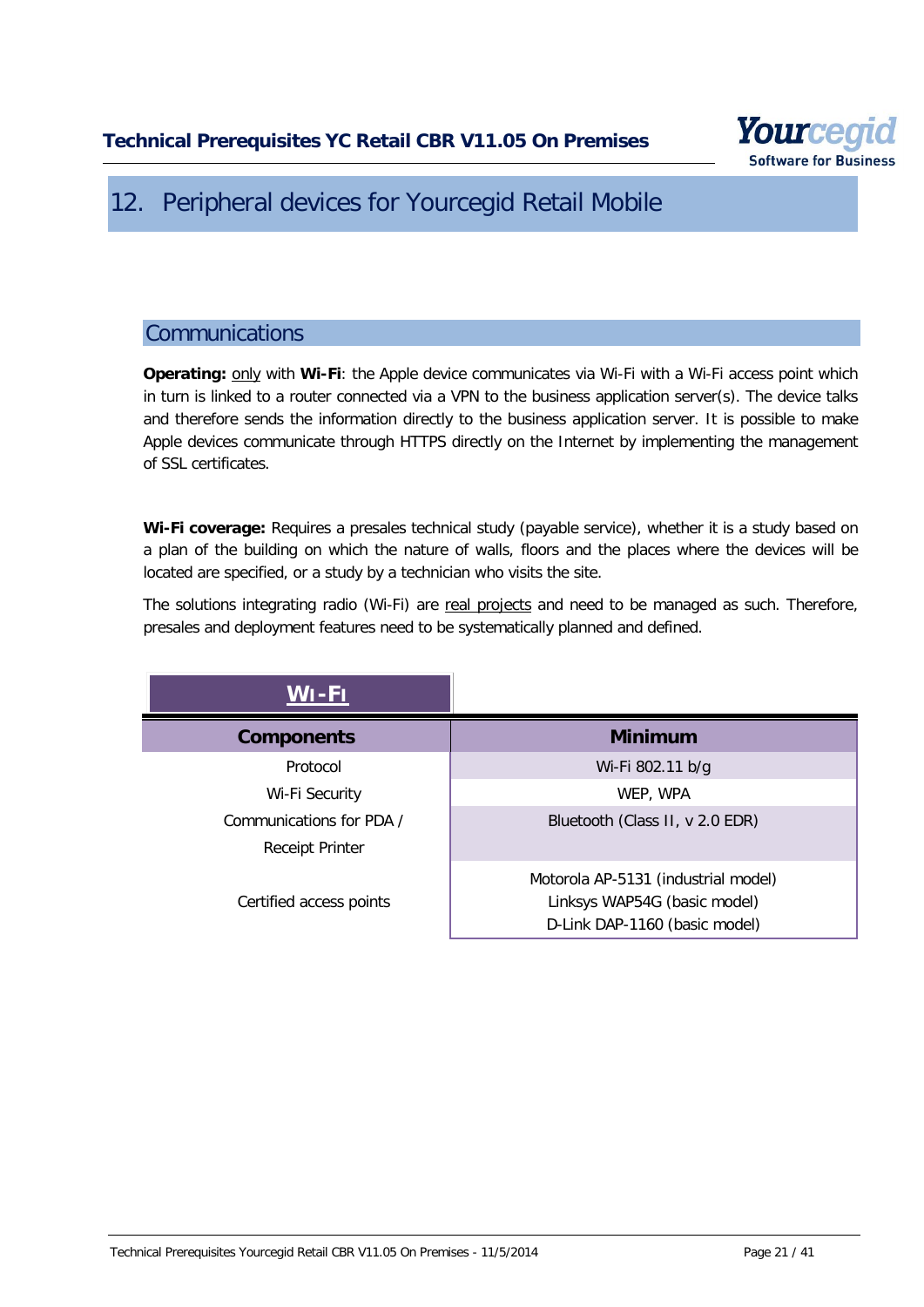# 12. Peripheral devices for Yourcegid Retail Mobile

## Communications

**Operating:** only with **Wi-Fi**: the Apple device communicates via Wi-Fi with a Wi-Fi access point which in turn is linked to a router connected via a VPN to the business application server(s). The device talks and therefore sends the information directly to the business application server. It is possible to make Apple devices communicate through HTTPS directly on the Internet by implementing the management of SSL certificates.

**Wi-Fi coverage:** Requires a presales technical study (payable service), whether it is a study based on a plan of the building on which the nature of walls, floors and the places where the devices will be located are specified, or a study by a technician who visits the site.

The solutions integrating radio (Wi-Fi) are real projects and need to be managed as such. Therefore, presales and deployment features need to be systematically planned and defined.

**WI-FI**

| Components | Minimum |
|---|---|
| Protocol | Wi-Fi 802.11 b/g |
| Wi-Fi Security | WEP, WPA |
| Communications for PDA / Receipt Printer | Bluetooth (Class II, v 2.0 EDR) |
| Certified access points | Motorola AP-5131 (industrial model)<br>Linksys WAP54G (basic model)<br>D-Link DAP-1160 (basic model) |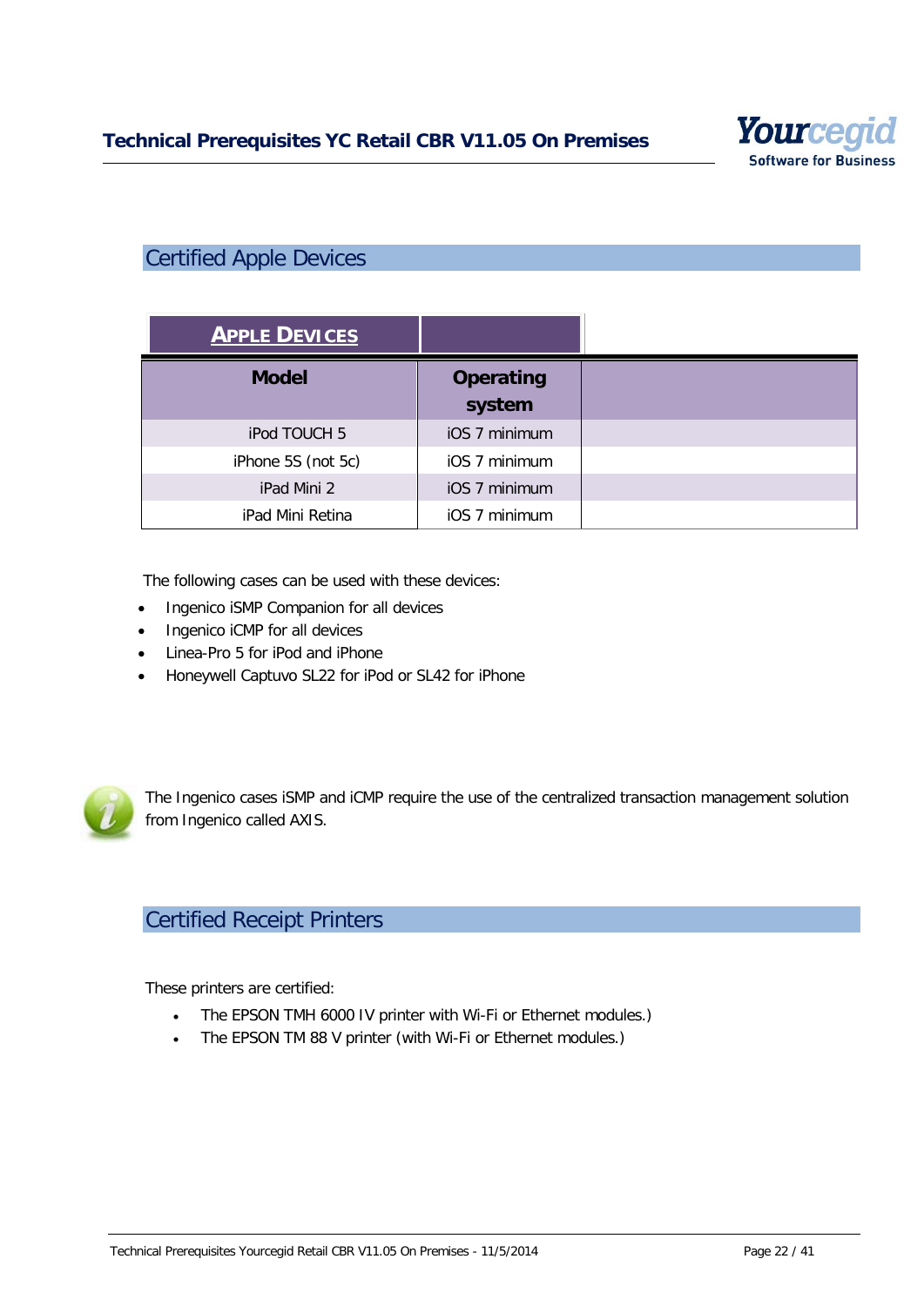## Certified Apple Devices

| APPLE DEVICES | | |
|---|---|---|
| **Model** | **Operating system** | |
| iPod TOUCH 5 | iOS 7 minimum | |
| iPhone 5S (not 5c) | iOS 7 minimum | |
| iPad Mini 2 | iOS 7 minimum | |
| iPad Mini Retina | iOS 7 minimum | |

The following cases can be used with these devices:

- Ingenico iSMP Companion for all devices
- Ingenico iCMP for all devices
- Linea-Pro 5 for iPod and iPhone
- Honeywell Captuvo SL22 for iPod or SL42 for iPhone

The Ingenico cases iSMP and iCMP require the use of the centralized transaction management solution from Ingenico called AXIS.

## Certified Receipt Printers

These printers are certified:

- The EPSON TMH 6000 IV printer with Wi-Fi or Ethernet modules.)
- The EPSON TM 88 V printer (with Wi-Fi or Ethernet modules.)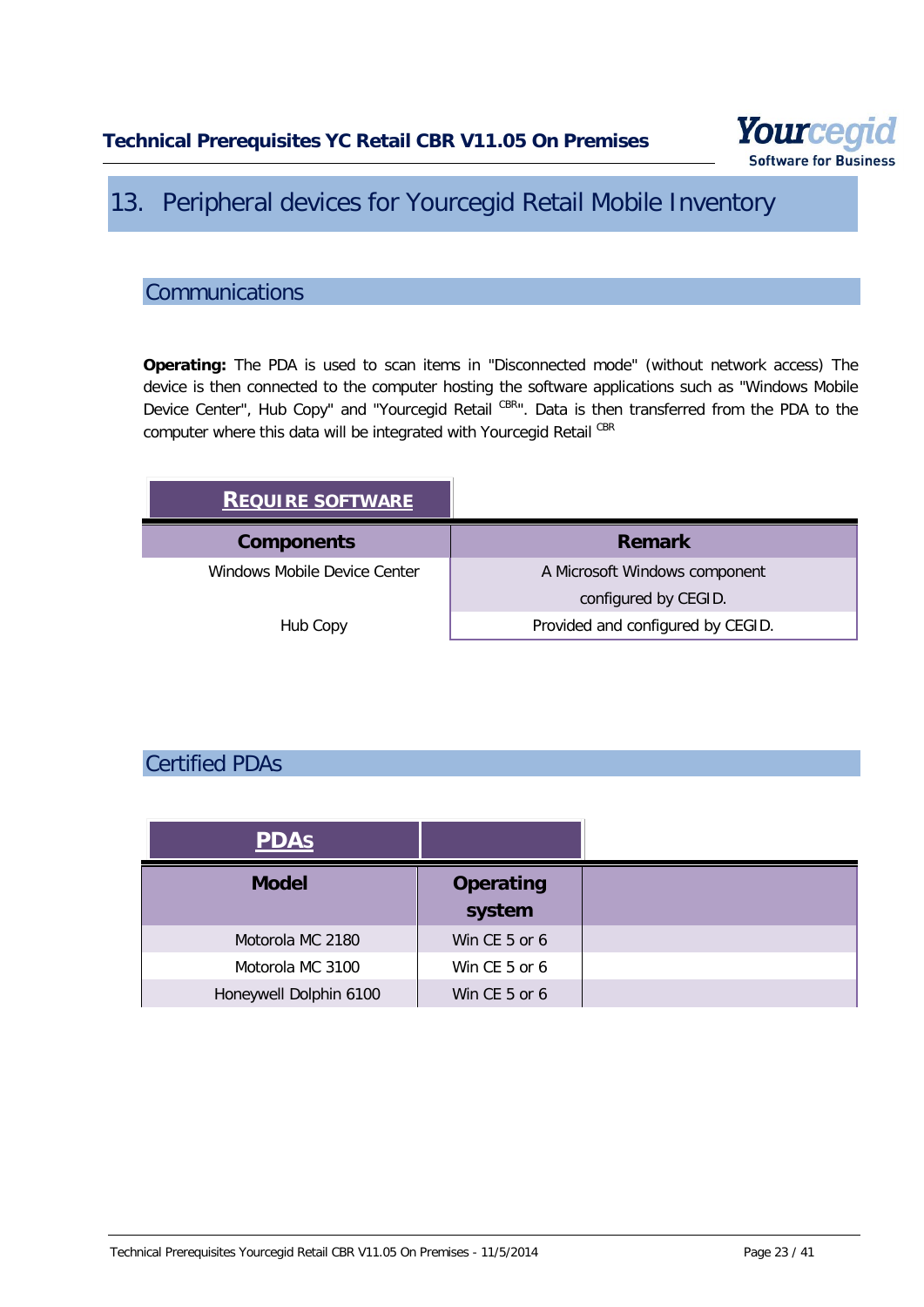# 13. Peripheral devices for Yourcegid Retail Mobile Inventory

## Communications

**Operating:** The PDA is used to scan items in "Disconnected mode" (without network access) The device is then connected to the computer hosting the software applications such as "Windows Mobile Device Center", Hub Copy" and "Yourcegid Retail [CBR]". Data is then transferred from the PDA to the computer where this data will be integrated with Yourcegid Retail [CBR]

**REQUIRE SOFTWARE**

| Components | Remark |
| --- | --- |
| Windows Mobile Device Center | A Microsoft Windows component configured by CEGID. |
| Hub Copy | Provided and configured by CEGID. |

## Certified PDAs

**PDAs**

| Model | Operating system | |
| --- | --- | --- |
| Motorola MC 2180 | Win CE 5 or 6 | |
| Motorola MC 3100 | Win CE 5 or 6 | |
| Honeywell Dolphin 6100 | Win CE 5 or 6 | |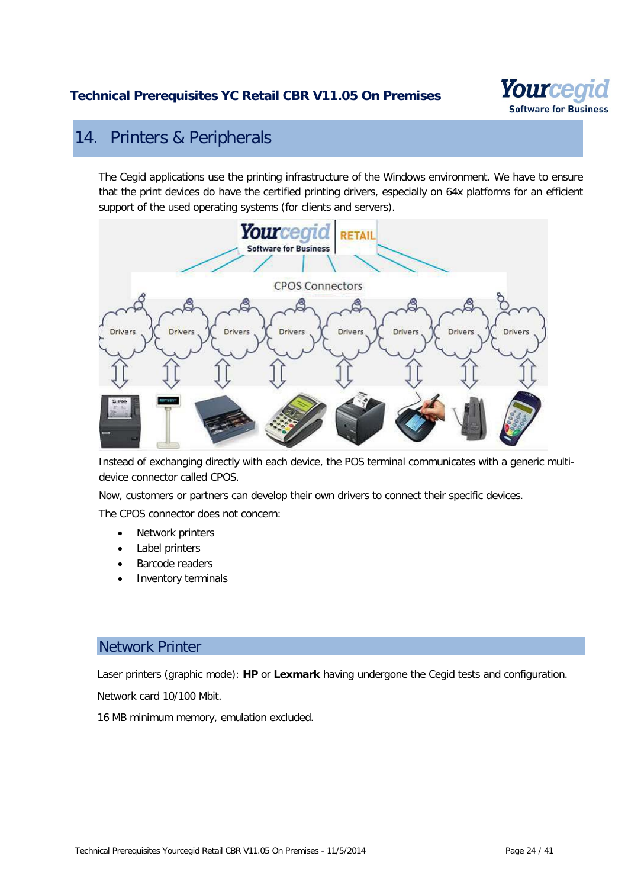# 14. Printers & Peripherals

The Cegid applications use the printing infrastructure of the Windows environment. We have to ensure that the print devices do have the certified printing drivers, especially on 64x platforms for an efficient support of the used operating systems (for clients and servers).

Instead of exchanging directly with each device, the POS terminal communicates with a generic multi-device connector called CPOS.

Now, customers or partners can develop their own drivers to connect their specific devices.

The CPOS connector does not concern:

- Network printers
- Label printers
- Barcode readers
- Inventory terminals

## Network Printer

Laser printers (graphic mode): **HP** or **Lexmark** having undergone the Cegid tests and configuration.

Network card 10/100 Mbit.

16 MB minimum memory, emulation excluded.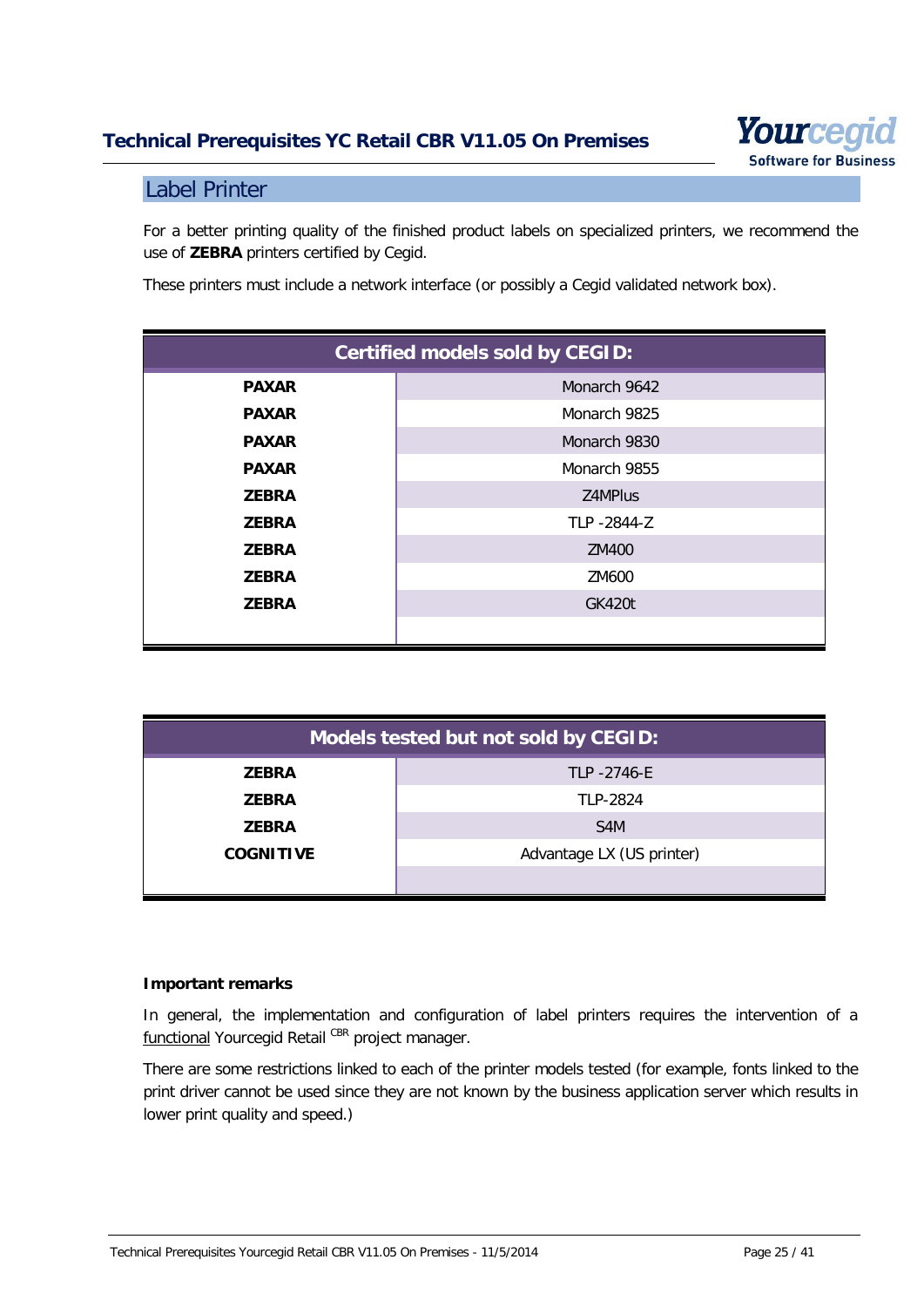## Label Printer

For a better printing quality of the finished product labels on specialized printers, we recommend the use of **ZEBRA** printers certified by Cegid.

These printers must include a network interface (or possibly a Cegid validated network box).

| Certified models sold by CEGID: | |
|---|---|
| **PAXAR** | Monarch 9642 |
| **PAXAR** | Monarch 9825 |
| **PAXAR** | Monarch 9830 |
| **PAXAR** | Monarch 9855 |
| **ZEBRA** | Z4MPlus |
| **ZEBRA** | TLP -2844-Z |
| **ZEBRA** | ZM400 |
| **ZEBRA** | ZM600 |
| **ZEBRA** | GK420t |

| Models tested but not sold by CEGID: | |
|---|---|
| **ZEBRA** | TLP -2746-E |
| **ZEBRA** | TLP-2824 |
| **ZEBRA** | S4M |
| **COGNITIVE** | Advantage LX (US printer) |

**Important remarks**

In general, the implementation and configuration of label printers requires the intervention of a functional Yourcegid Retail [CBR] project manager.

There are some restrictions linked to each of the printer models tested (for example, fonts linked to the print driver cannot be used since they are not known by the business application server which results in lower print quality and speed.)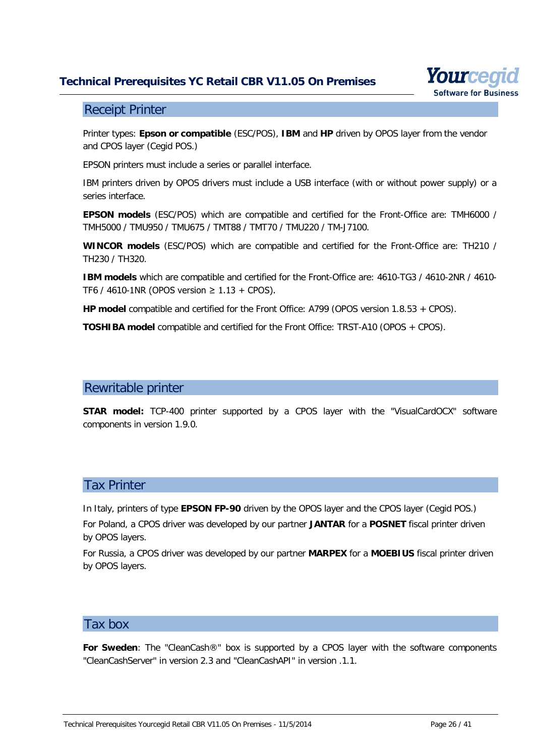## Receipt Printer

Printer types: **Epson or compatible** (ESC/POS), **IBM** and **HP** driven by OPOS layer from the vendor and CPOS layer (Cegid POS.)

EPSON printers must include a series or parallel interface.

IBM printers driven by OPOS drivers must include a USB interface (with or without power supply) or a series interface.

**EPSON models** (ESC/POS) which are compatible and certified for the Front-Office are: TMH6000 / TMH5000 / TMU950 / TMU675 / TMT88 / TMT70 / TMU220 / TM-J7100.

**WINCOR models** (ESC/POS) which are compatible and certified for the Front-Office are: TH210 / TH230 / TH320.

**IBM models** which are compatible and certified for the Front-Office are: 4610-TG3 / 4610-2NR / 4610-TF6 / 4610-1NR (OPOS version ≥ 1.13 + CPOS).

**HP model** compatible and certified for the Front Office: A799 (OPOS version 1.8.53 + CPOS).

**TOSHIBA model** compatible and certified for the Front Office: TRST-A10 (OPOS + CPOS).

## Rewritable printer

**STAR model:** TCP-400 printer supported by a CPOS layer with the "VisualCardOCX" software components in version 1.9.0.

## Tax Printer

In Italy, printers of type **EPSON FP-90** driven by the OPOS layer and the CPOS layer (Cegid POS.)

For Poland, a CPOS driver was developed by our partner **JANTAR** for a **POSNET** fiscal printer driven by OPOS layers.

For Russia, a CPOS driver was developed by our partner **MARPEX** for a **MOEBIUS** fiscal printer driven by OPOS layers.

## Tax box

**For Sweden**: The "CleanCash®" box is supported by a CPOS layer with the software components "CleanCashServer" in version 2.3 and "CleanCashAPI" in version .1.1.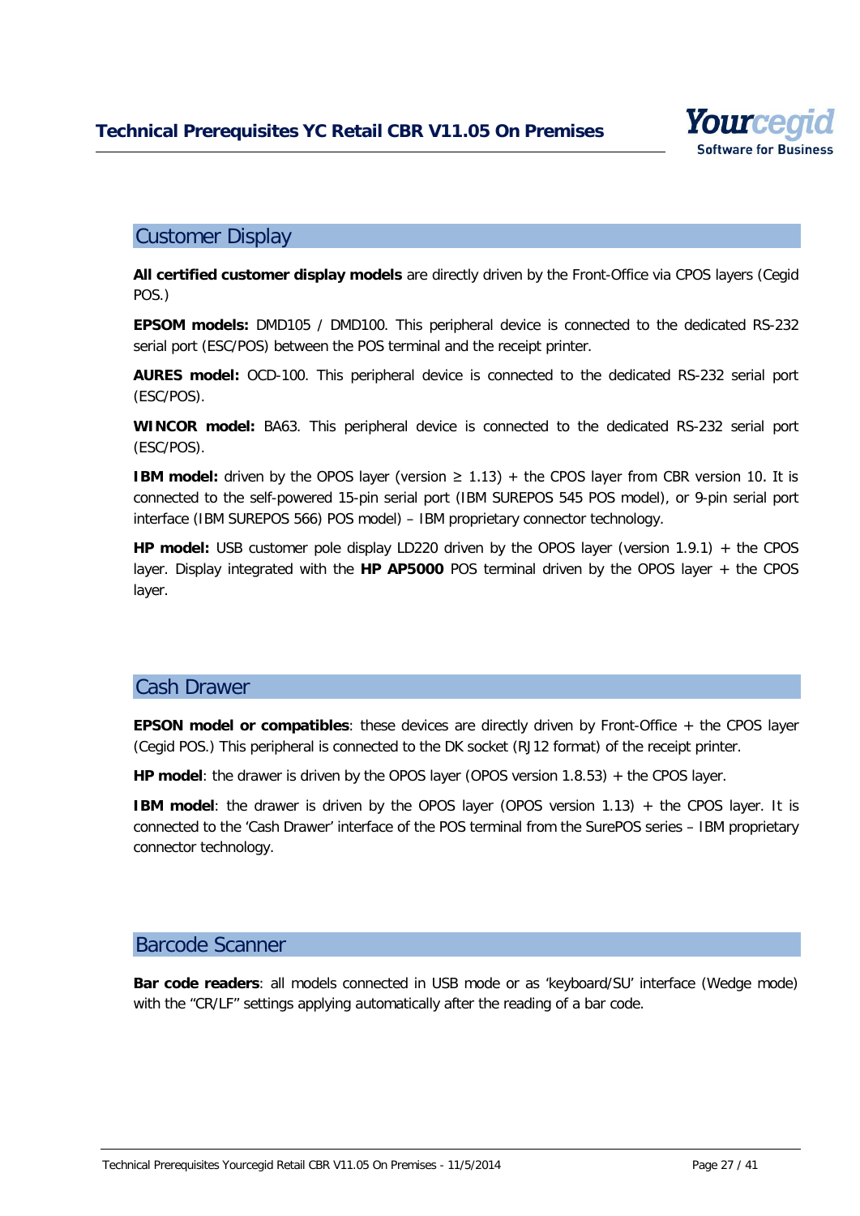## Customer Display

**All certified customer display models** are directly driven by the Front-Office via CPOS layers (Cegid POS.)

**EPSOM models:** DMD105 / DMD100. This peripheral device is connected to the dedicated RS-232 serial port (ESC/POS) between the POS terminal and the receipt printer.

**AURES model:** OCD-100. This peripheral device is connected to the dedicated RS-232 serial port (ESC/POS).

**WINCOR model:** BA63. This peripheral device is connected to the dedicated RS-232 serial port (ESC/POS).

**IBM model:** driven by the OPOS layer (version ≥ 1.13) + the CPOS layer from CBR version 10. It is connected to the self-powered 15-pin serial port (IBM SUREPOS 545 POS model), or 9-pin serial port interface (IBM SUREPOS 566) POS model) – IBM proprietary connector technology.

**HP model:** USB customer pole display LD220 driven by the OPOS layer (version 1.9.1) + the CPOS layer. Display integrated with the **HP AP5000** POS terminal driven by the OPOS layer + the CPOS layer.

## Cash Drawer

**EPSON model or compatibles**: these devices are directly driven by Front-Office + the CPOS layer (Cegid POS.) This peripheral is connected to the DK socket (RJ12 format) of the receipt printer.

**HP model**: the drawer is driven by the OPOS layer (OPOS version 1.8.53) + the CPOS layer.

**IBM model**: the drawer is driven by the OPOS layer (OPOS version 1.13) + the CPOS layer. It is connected to the 'Cash Drawer' interface of the POS terminal from the SurePOS series – IBM proprietary connector technology.

## Barcode Scanner

**Bar code readers**: all models connected in USB mode or as 'keyboard/SU' interface (Wedge mode) with the "CR/LF" settings applying automatically after the reading of a bar code.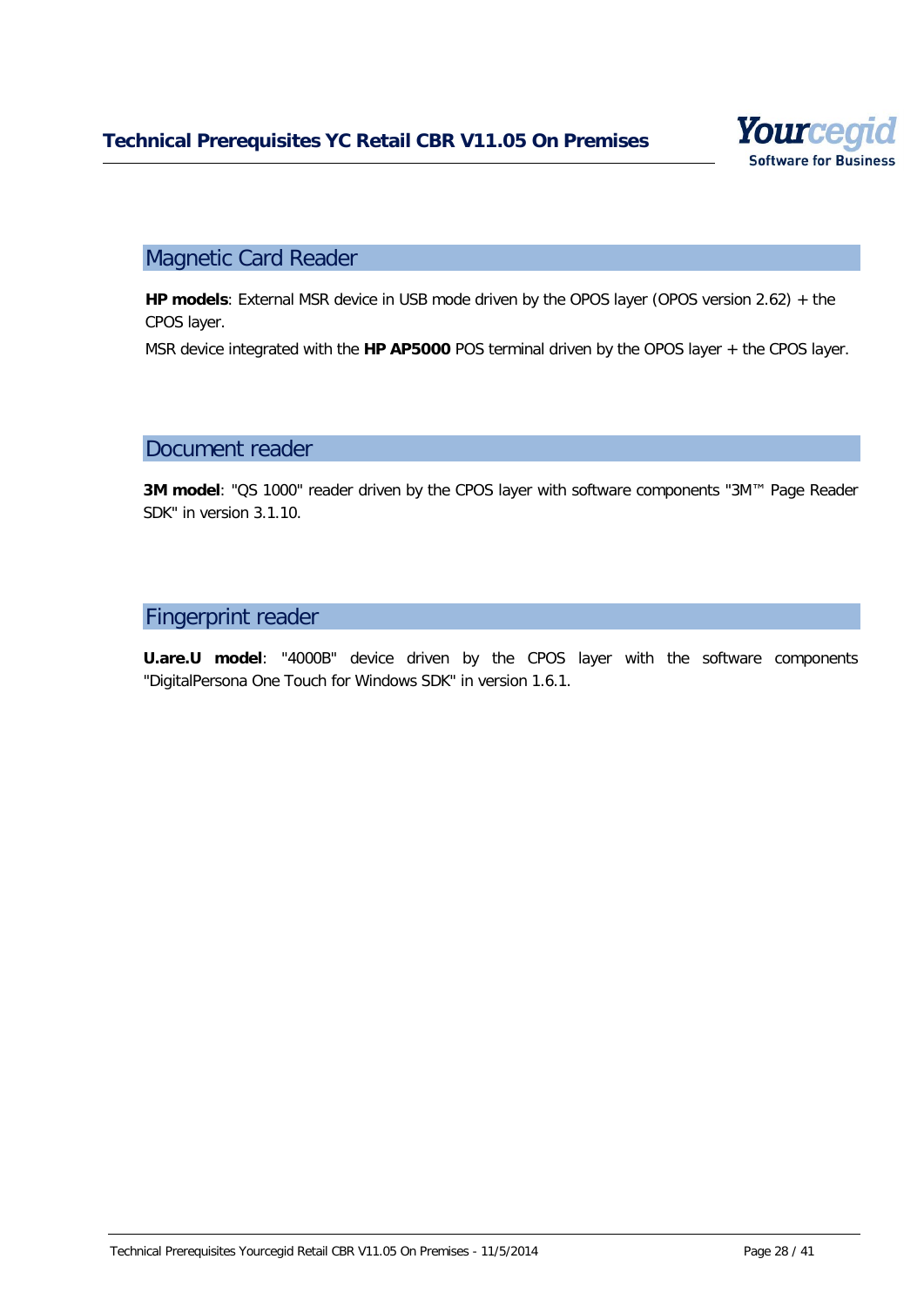## Magnetic Card Reader

**HP models**: External MSR device in USB mode driven by the OPOS layer (OPOS version 2.62) + the CPOS layer.

MSR device integrated with the **HP AP5000** POS terminal driven by the OPOS layer + the CPOS layer.

## Document reader

**3M model**: "QS 1000" reader driven by the CPOS layer with software components "3M™ Page Reader SDK" in version 3.1.10.

## Fingerprint reader

**U.are.U model**: "4000B" device driven by the CPOS layer with the software components "DigitalPersona One Touch for Windows SDK" in version 1.6.1.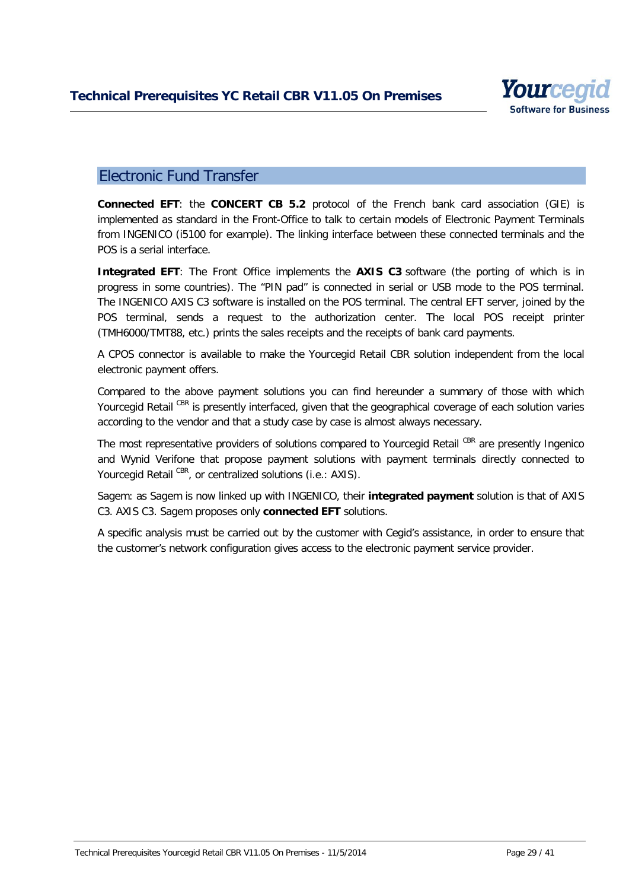## Electronic Fund Transfer

**Connected EFT**: the **CONCERT CB 5.2** protocol of the French bank card association (GIE) is implemented as standard in the Front-Office to talk to certain models of Electronic Payment Terminals from INGENICO (i5100 for example). The linking interface between these connected terminals and the POS is a serial interface.

**Integrated EFT**: The Front Office implements the **AXIS C3** software (the porting of which is in progress in some countries). The "PIN pad" is connected in serial or USB mode to the POS terminal. The INGENICO AXIS C3 software is installed on the POS terminal. The central EFT server, joined by the POS terminal, sends a request to the authorization center. The local POS receipt printer (TMH6000/TMT88, etc.) prints the sales receipts and the receipts of bank card payments.

A CPOS connector is available to make the Yourcegid Retail CBR solution independent from the local electronic payment offers.

Compared to the above payment solutions you can find hereunder a summary of those with which Yourcegid Retail [CBR] is presently interfaced, given that the geographical coverage of each solution varies according to the vendor and that a study case by case is almost always necessary.

The most representative providers of solutions compared to Yourcegid Retail [CBR] are presently Ingenico and Wynid Verifone that propose payment solutions with payment terminals directly connected to Yourcegid Retail [CBR], or centralized solutions (i.e.: AXIS).

Sagem: as Sagem is now linked up with INGENICO, their **integrated payment** solution is that of AXIS C3. AXIS C3. Sagem proposes only **connected EFT** solutions.

A specific analysis must be carried out by the customer with Cegid's assistance, in order to ensure that the customer's network configuration gives access to the electronic payment service provider.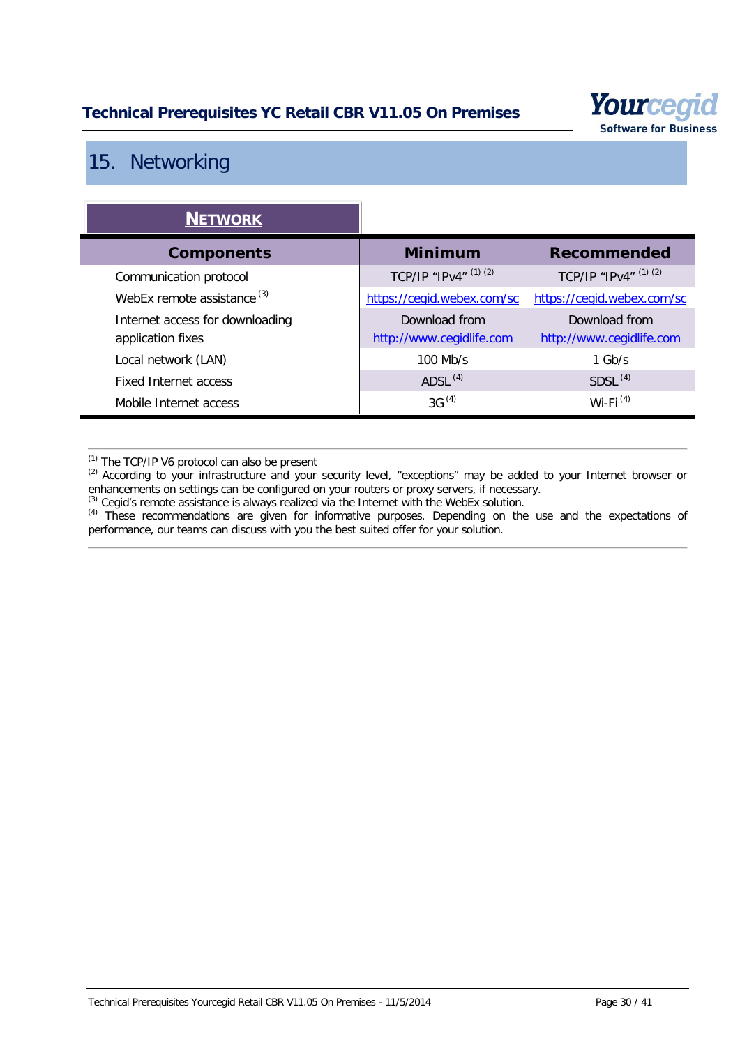# 15. Networking

**NETWORK**

| Components | Minimum | Recommended |
|---|---|---|
| Communication protocol | TCP/IP “IPv4” [1] [2] | TCP/IP “IPv4” [1] [2] |
| WebEx remote assistance [3] | https://cegid.webex.com/sc | https://cegid.webex.com/sc |
| Internet access for downloading application fixes | Download from http://www.cegidlife.com | Download from http://www.cegidlife.com |
| Local network (LAN) | 100 Mb/s | 1 Gb/s |
| Fixed Internet access | ADSL [4] | SDSL [4] |
| Mobile Internet access | 3G [4] | Wi-Fi [4] |

[1] The TCP/IP V6 protocol can also be present
[2] According to your infrastructure and your security level, “exceptions” may be added to your Internet browser or enhancements on settings can be configured on your routers or proxy servers, if necessary.
[3] Cegid’s remote assistance is always realized via the Internet with the WebEx solution.
[4] These recommendations are given for informative purposes. Depending on the use and the expectations of performance, our teams can discuss with you the best suited offer for your solution.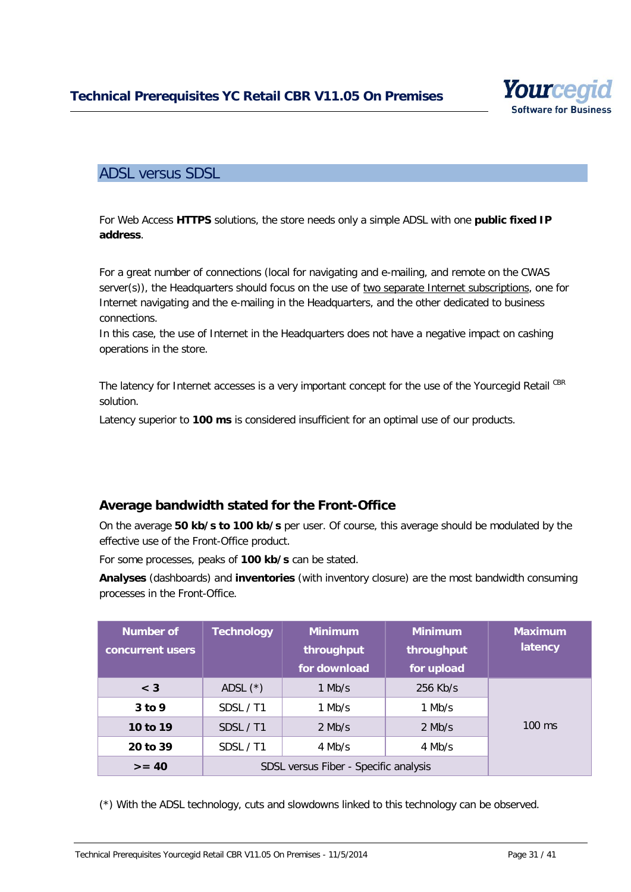## ADSL versus SDSL

For Web Access **HTTPS** solutions, the store needs only a simple ADSL with one **public fixed IP address**.

For a great number of connections (local for navigating and e-mailing, and remote on the CWAS server(s)), the Headquarters should focus on the use of two separate Internet subscriptions, one for Internet navigating and the e-mailing in the Headquarters, and the other dedicated to business connections.
In this case, the use of Internet in the Headquarters does not have a negative impact on cashing operations in the store.

The latency for Internet accesses is a very important concept for the use of the Yourcegid Retail CBR solution.

Latency superior to **100 ms** is considered insufficient for an optimal use of our products.

### Average bandwidth stated for the Front-Office

On the average **50 kb/s to 100 kb/s** per user. Of course, this average should be modulated by the effective use of the Front-Office product.

For some processes, peaks of **100 kb/s** can be stated.

**Analyses** (dashboards) and **inventories** (with inventory closure) are the most bandwidth consuming processes in the Front-Office.

| Number of concurrent users | Technology | Minimum throughput for download | Minimum throughput for upload | Maximum latency |
|---|---|---|---|---|
| **< 3** | ADSL (*) | 1 Mb/s | 256 Kb/s | 100 ms |
| **3 to 9** | SDSL / T1 | 1 Mb/s | 1 Mb/s | |
| **10 to 19** | SDSL / T1 | 2 Mb/s | 2 Mb/s | |
| **20 to 39** | SDSL / T1 | 4 Mb/s | 4 Mb/s | |
| **>= 40** | SDSL versus Fiber - Specific analysis | | | |

(*) With the ADSL technology, cuts and slowdowns linked to this technology can be observed.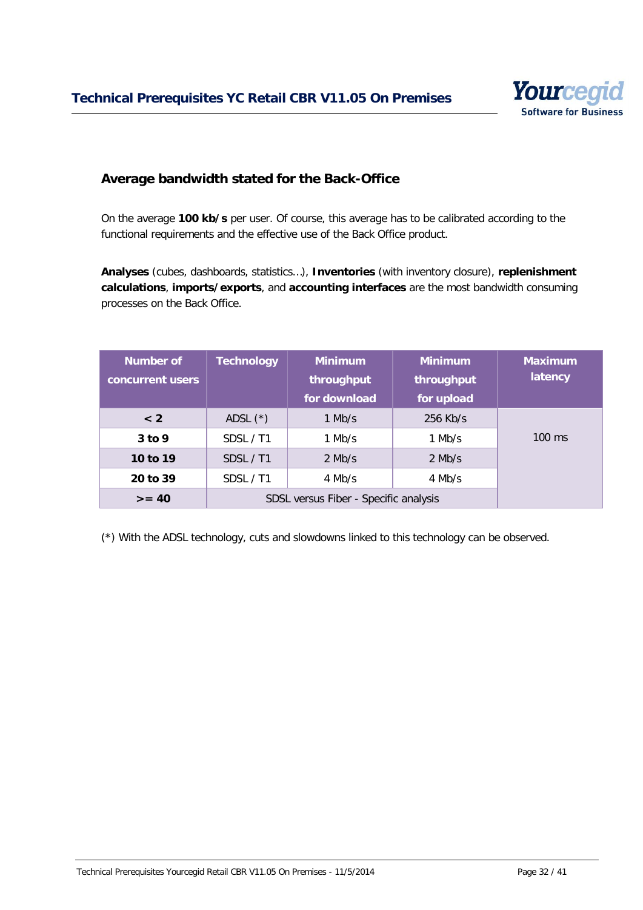## Average bandwidth stated for the Back-Office

On the average **100 kb/s** per user. Of course, this average has to be calibrated according to the functional requirements and the effective use of the Back Office product.

**Analyses** (cubes, dashboards, statistics…), **Inventories** (with inventory closure), **replenishment calculations**, **imports/exports**, and **accounting interfaces** are the most bandwidth consuming processes on the Back Office.

| Number of concurrent users | Technology | Minimum throughput for download | Minimum throughput for upload | Maximum latency |
|---|---|---|---|---|
| **< 2** | ADSL (*) | 1 Mb/s | 256 Kb/s | 100 ms |
| **3 to 9** | SDSL / T1 | 1 Mb/s | 1 Mb/s | |
| **10 to 19** | SDSL / T1 | 2 Mb/s | 2 Mb/s | |
| **20 to 39** | SDSL / T1 | 4 Mb/s | 4 Mb/s | |
| **>= 40** | SDSL versus Fiber - Specific analysis | | | |

(*) With the ADSL technology, cuts and slowdowns linked to this technology can be observed.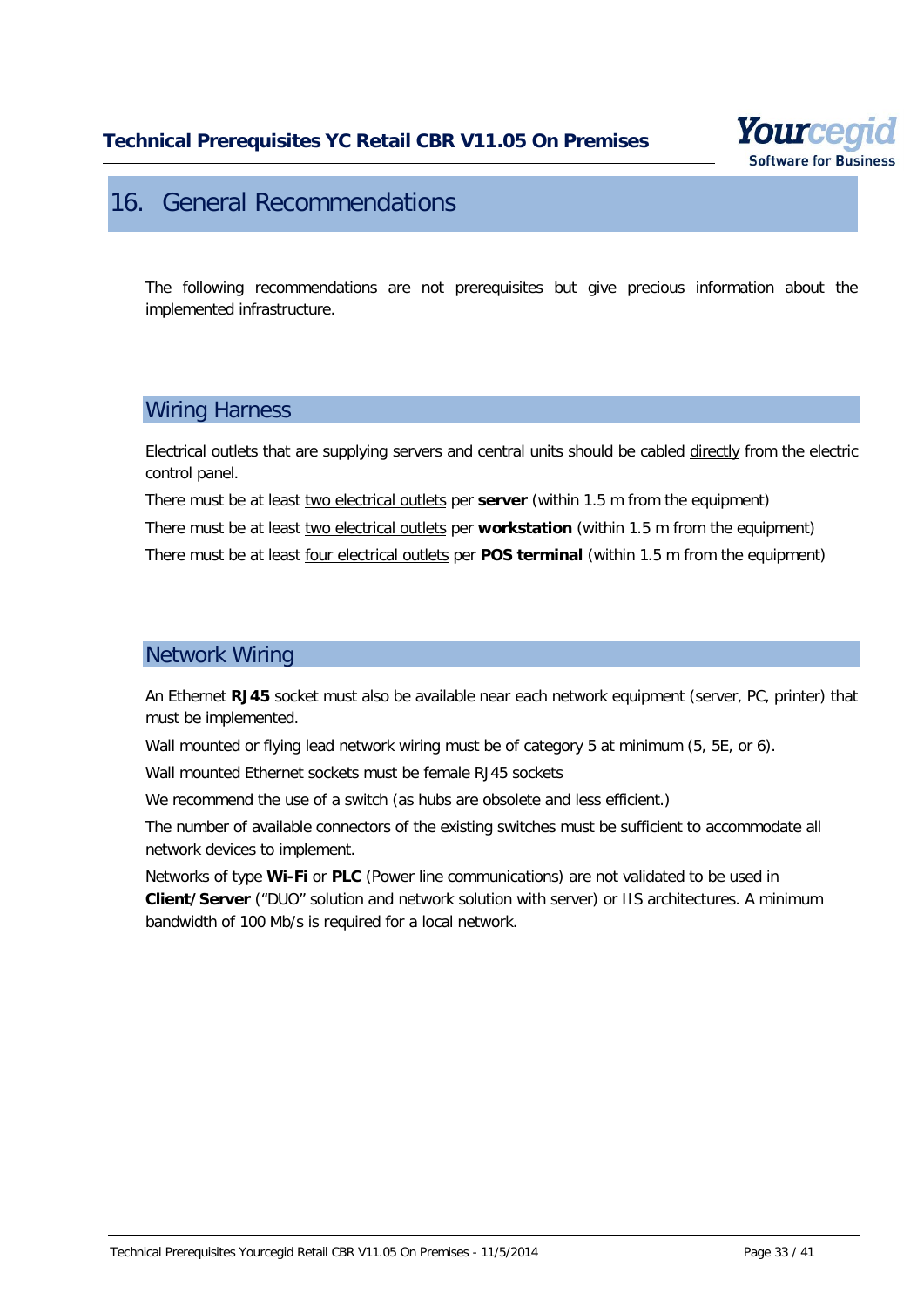# 16. General Recommendations

The following recommendations are not prerequisites but give precious information about the implemented infrastructure.

## Wiring Harness

Electrical outlets that are supplying servers and central units should be cabled directly from the electric control panel.

There must be at least two electrical outlets per **server** (within 1.5 m from the equipment)

There must be at least two electrical outlets per **workstation** (within 1.5 m from the equipment)

There must be at least four electrical outlets per **POS terminal** (within 1.5 m from the equipment)

## Network Wiring

An Ethernet **RJ45** socket must also be available near each network equipment (server, PC, printer) that must be implemented.

Wall mounted or flying lead network wiring must be of category 5 at minimum (5, 5E, or 6).

Wall mounted Ethernet sockets must be female RJ45 sockets

We recommend the use of a switch (as hubs are obsolete and less efficient.)

The number of available connectors of the existing switches must be sufficient to accommodate all network devices to implement.

Networks of type **Wi-Fi** or **PLC** (Power line communications) are not validated to be used in **Client/Server** ("DUO" solution and network solution with server) or IIS architectures. A minimum bandwidth of 100 Mb/s is required for a local network.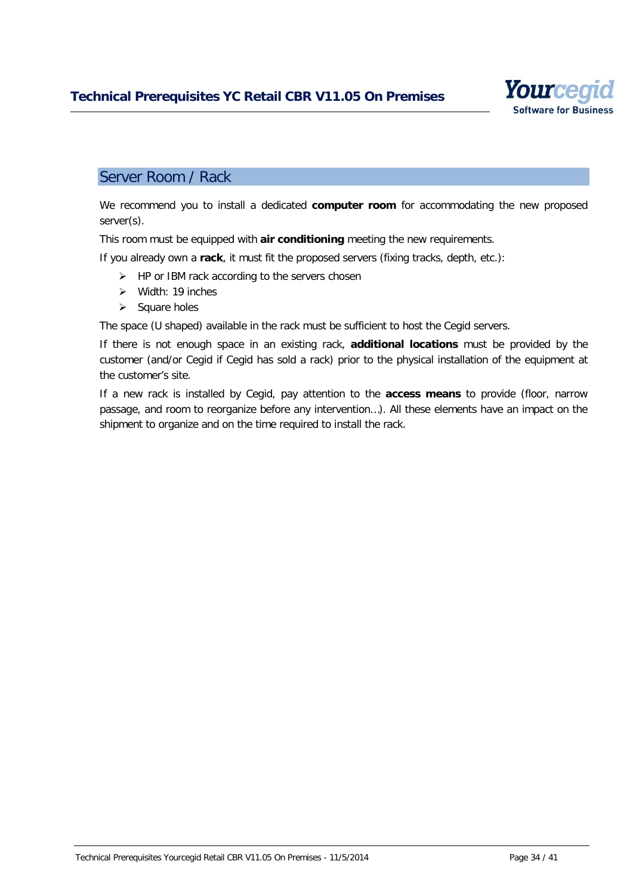## Server Room / Rack

We recommend you to install a dedicated **computer room** for accommodating the new proposed server(s).

This room must be equipped with **air conditioning** meeting the new requirements.

If you already own a **rack**, it must fit the proposed servers (fixing tracks, depth, etc.):

- HP or IBM rack according to the servers chosen
- Width: 19 inches
- Square holes

The space (U shaped) available in the rack must be sufficient to host the Cegid servers.

If there is not enough space in an existing rack, **additional locations** must be provided by the customer (and/or Cegid if Cegid has sold a rack) prior to the physical installation of the equipment at the customer's site.

If a new rack is installed by Cegid, pay attention to the **access means** to provide (floor, narrow passage, and room to reorganize before any intervention...). All these elements have an impact on the shipment to organize and on the time required to install the rack.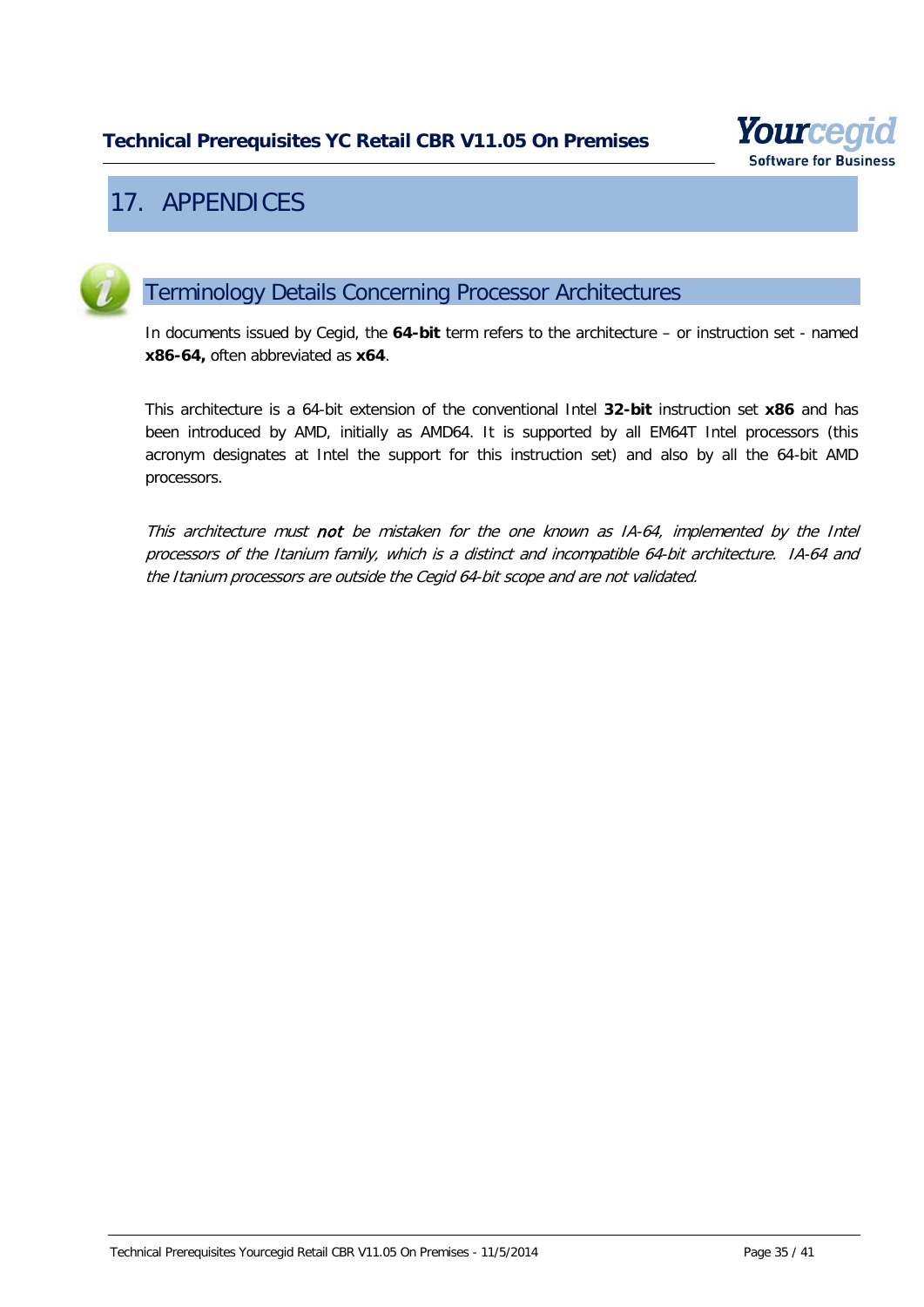# 17. APPENDICES

## Terminology Details Concerning Processor Architectures

In documents issued by Cegid, the **64-bit** term refers to the architecture – or instruction set - named **x86-64,** often abbreviated as **x64**.

This architecture is a 64-bit extension of the conventional Intel **32-bit** instruction set **x86** and has been introduced by AMD, initially as AMD64. It is supported by all EM64T Intel processors (this acronym designates at Intel the support for this instruction set) and also by all the 64-bit AMD processors.

*This architecture must **not** be mistaken for the one known as IA-64, implemented by the Intel processors of the Itanium family, which is a distinct and incompatible 64-bit architecture. IA-64 and the Itanium processors are outside the Cegid 64-bit scope and are not validated.*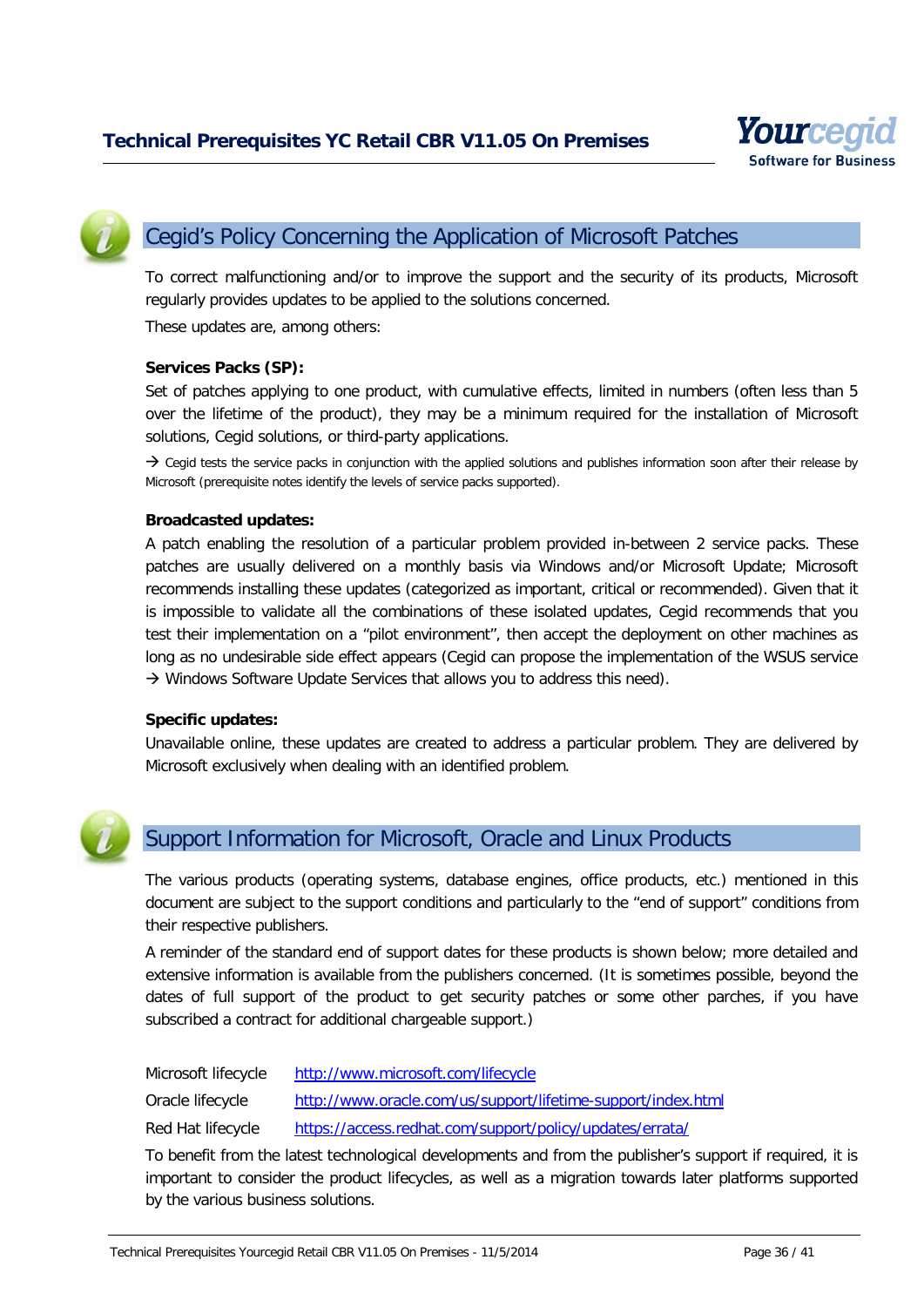## Cegid's Policy Concerning the Application of Microsoft Patches

To correct malfunctioning and/or to improve the support and the security of its products, Microsoft regularly provides updates to be applied to the solutions concerned.

These updates are, among others:

**Services Packs (SP):**

Set of patches applying to one product, with cumulative effects, limited in numbers (often less than 5 over the lifetime of the product), they may be a minimum required for the installation of Microsoft solutions, Cegid solutions, or third-party applications.

→ Cegid tests the service packs in conjunction with the applied solutions and publishes information soon after their release by Microsoft (prerequisite notes identify the levels of service packs supported).

**Broadcasted updates:**

A patch enabling the resolution of a particular problem provided in-between 2 service packs. These patches are usually delivered on a monthly basis via Windows and/or Microsoft Update; Microsoft recommends installing these updates (categorized as important, critical or recommended). Given that it is impossible to validate all the combinations of these isolated updates, Cegid recommends that you test their implementation on a "pilot environment", then accept the deployment on other machines as long as no undesirable side effect appears (Cegid can propose the implementation of the WSUS service → Windows Software Update Services that allows you to address this need).

**Specific updates:**

Unavailable online, these updates are created to address a particular problem. They are delivered by Microsoft exclusively when dealing with an identified problem.

## Support Information for Microsoft, Oracle and Linux Products

The various products (operating systems, database engines, office products, etc.) mentioned in this document are subject to the support conditions and particularly to the "end of support" conditions from their respective publishers.

A reminder of the standard end of support dates for these products is shown below; more detailed and extensive information is available from the publishers concerned. (It is sometimes possible, beyond the dates of full support of the product to get security patches or some other parches, if you have subscribed a contract for additional chargeable support.)

| | |
|---|---|
| Microsoft lifecycle | http://www.microsoft.com/lifecycle |
| Oracle lifecycle | http://www.oracle.com/us/support/lifetime-support/index.html |
| Red Hat lifecycle | https://access.redhat.com/support/policy/updates/errata/ |

To benefit from the latest technological developments and from the publisher's support if required, it is important to consider the product lifecycles, as well as a migration towards later platforms supported by the various business solutions.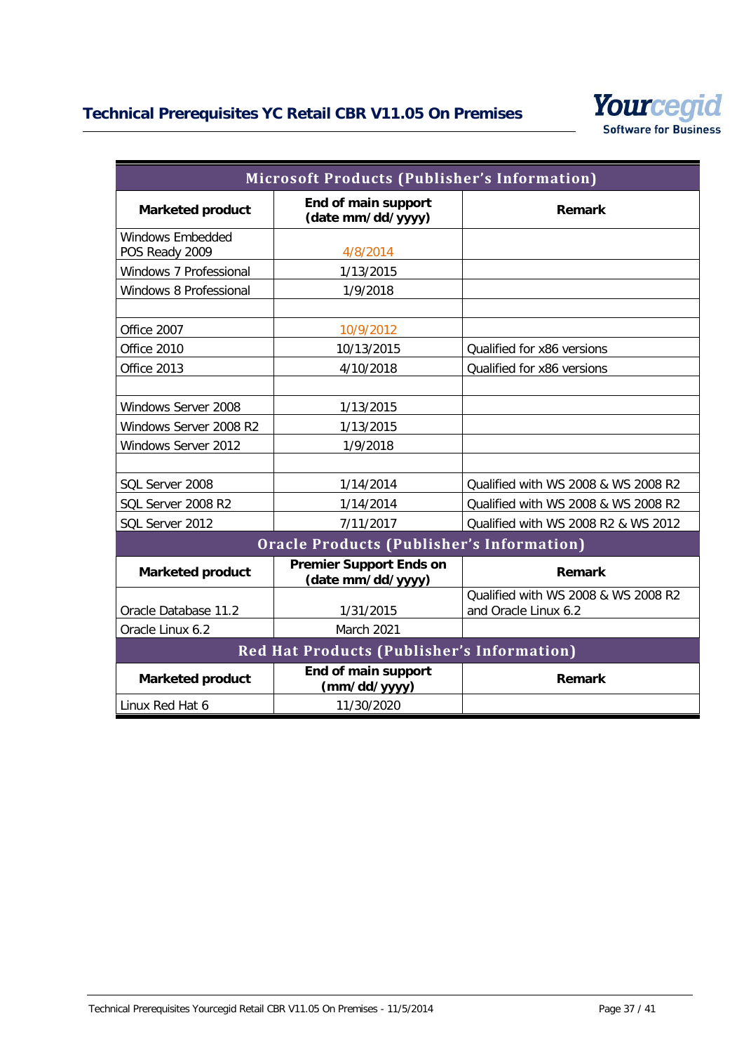| Microsoft Products (Publisher's Information) | | |
|---|---|---|
| **Marketed product** | **End of main support (date mm/dd/yyyy)** | **Remark** |
| Windows Embedded POS Ready 2009 | 4/8/2014 | |
| Windows 7 Professional | 1/13/2015 | |
| Windows 8 Professional | 1/9/2018 | |
| | | |
| Office 2007 | 10/9/2012 | |
| Office 2010 | 10/13/2015 | Qualified for x86 versions |
| Office 2013 | 4/10/2018 | Qualified for x86 versions |
| | | |
| Windows Server 2008 | 1/13/2015 | |
| Windows Server 2008 R2 | 1/13/2015 | |
| Windows Server 2012 | 1/9/2018 | |
| | | |
| SQL Server 2008 | 1/14/2014 | Qualified with WS 2008 & WS 2008 R2 |
| SQL Server 2008 R2 | 1/14/2014 | Qualified with WS 2008 & WS 2008 R2 |
| SQL Server 2012 | 7/11/2017 | Qualified with WS 2008 R2 & WS 2012 |
| **Oracle Products (Publisher's Information)** | | |
| **Marketed product** | **Premier Support Ends on (date mm/dd/yyyy)** | **Remark** |
| Oracle Database 11.2 | 1/31/2015 | Qualified with WS 2008 & WS 2008 R2 and Oracle Linux 6.2 |
| Oracle Linux 6.2 | March 2021 | |
| **Red Hat Products (Publisher's Information)** | | |
| **Marketed product** | **End of main support (mm/dd/yyyy)** | **Remark** |
| Linux Red Hat 6 | 11/30/2020 | |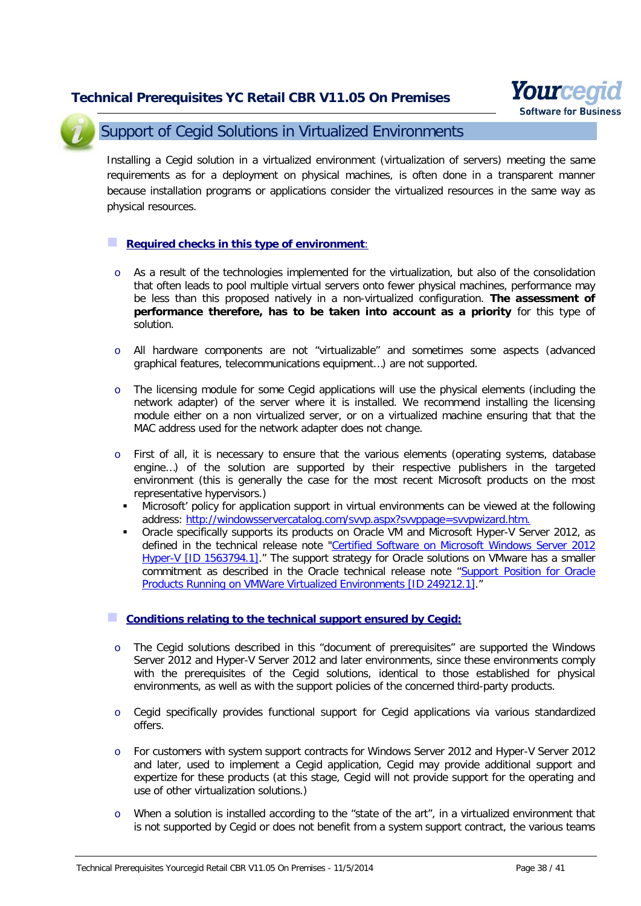## Support of Cegid Solutions in Virtualized Environments

Installing a Cegid solution in a virtualized environment (virtualization of servers) meeting the same requirements as for a deployment on physical machines, is often done in a transparent manner because installation programs or applications consider the virtualized resources in the same way as physical resources.

### Required checks in this type of environment:

- As a result of the technologies implemented for the virtualization, but also of the consolidation that often leads to pool multiple virtual servers onto fewer physical machines, performance may be less than this proposed natively in a non-virtualized configuration. **The assessment of performance therefore, has to be taken into account as a priority** for this type of solution.

- All hardware components are not "virtualizable" and sometimes some aspects (advanced graphical features, telecommunications equipment…) are not supported.

- The licensing module for some Cegid applications will use the physical elements (including the network adapter) of the server where it is installed. We recommend installing the licensing module either on a non virtualized server, or on a virtualized machine ensuring that that the MAC address used for the network adapter does not change.

- First of all, it is necessary to ensure that the various elements (operating systems, database engine…) of the solution are supported by their respective publishers in the targeted environment (this is generally the case for the most recent Microsoft products on the most representative hypervisors.)
  - Microsoft' policy for application support in virtual environments can be viewed at the following address: http://windowsservercatalog.com/svvp.aspx?svvppage=svvpwizard.htm.
  - Oracle specifically supports its products on Oracle VM and Microsoft Hyper-V Server 2012, as defined in the technical release note "Certified Software on Microsoft Windows Server 2012 Hyper-V [ID 1563794.1]." The support strategy for Oracle solutions on VMware has a smaller commitment as described in the Oracle technical release note "Support Position for Oracle Products Running on VMWare Virtualized Environments [ID 249212.1]."

### Conditions relating to the technical support ensured by Cegid:

- The Cegid solutions described in this "document of prerequisites" are supported the Windows Server 2012 and Hyper-V Server 2012 and later environments, since these environments comply with the prerequisites of the Cegid solutions, identical to those established for physical environments, as well as with the support policies of the concerned third-party products.

- Cegid specifically provides functional support for Cegid applications via various standardized offers.

- For customers with system support contracts for Windows Server 2012 and Hyper-V Server 2012 and later, used to implement a Cegid application, Cegid may provide additional support and expertize for these products (at this stage, Cegid will not provide support for the operating and use of other virtualization solutions.)

- When a solution is installed according to the "state of the art", in a virtualized environment that is not supported by Cegid or does not benefit from a system support contract, the various teams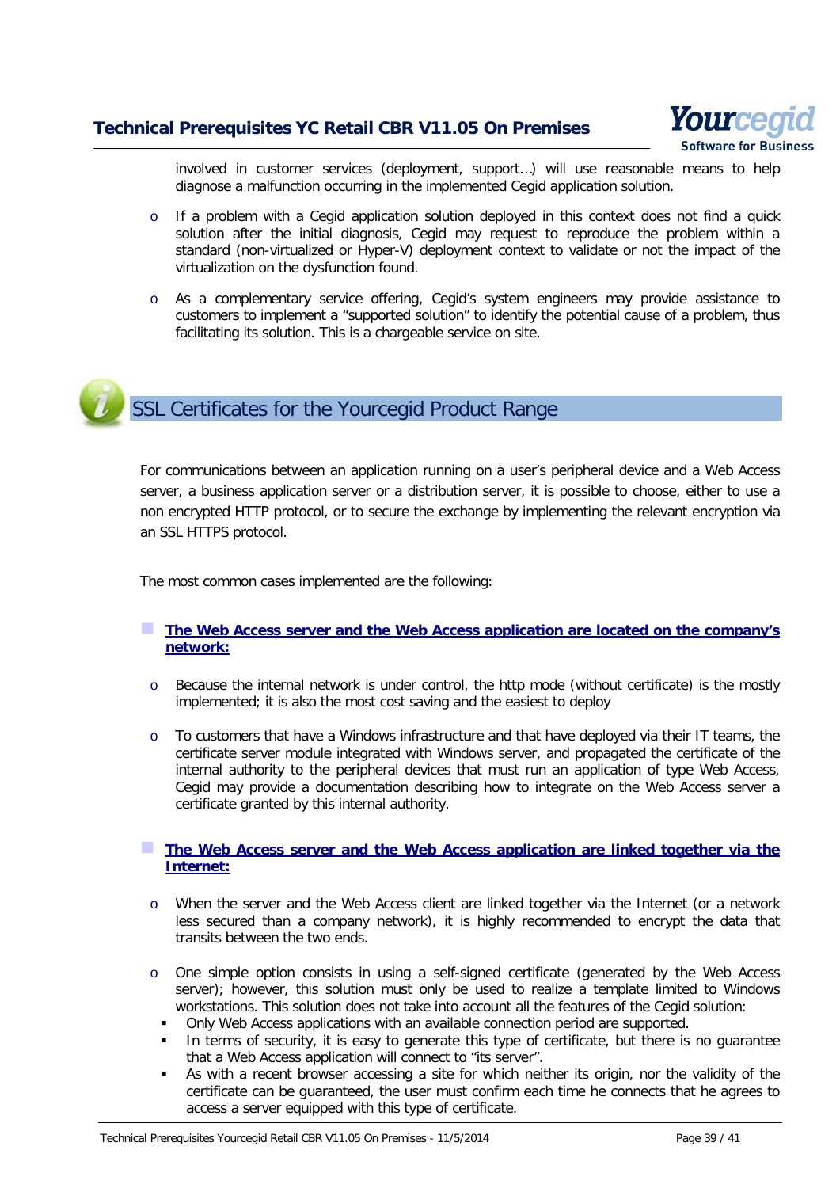involved in customer services (deployment, support…) will use reasonable means to help diagnose a malfunction occurring in the implemented Cegid application solution.

- If a problem with a Cegid application solution deployed in this context does not find a quick solution after the initial diagnosis, Cegid may request to reproduce the problem within a standard (non-virtualized or Hyper-V) deployment context to validate or not the impact of the virtualization on the dysfunction found.

- As a complementary service offering, Cegid's system engineers may provide assistance to customers to implement a "supported solution" to identify the potential cause of a problem, thus facilitating its solution. This is a chargeable service on site.

## SSL Certificates for the Yourcegid Product Range

For communications between an application running on a user's peripheral device and a Web Access server, a business application server or a distribution server, it is possible to choose, either to use a non encrypted HTTP protocol, or to secure the exchange by implementing the relevant encryption via an SSL HTTPS protocol.

The most common cases implemented are the following:

### The Web Access server and the Web Access application are located on the company's network:

- Because the internal network is under control, the http mode (without certificate) is the mostly implemented; it is also the most cost saving and the easiest to deploy

- To customers that have a Windows infrastructure and that have deployed via their IT teams, the certificate server module integrated with Windows server, and propagated the certificate of the internal authority to the peripheral devices that must run an application of type Web Access, Cegid may provide a documentation describing how to integrate on the Web Access server a certificate granted by this internal authority.

### The Web Access server and the Web Access application are linked together via the Internet:

- When the server and the Web Access client are linked together via the Internet (or a network less secured than a company network), it is highly recommended to encrypt the data that transits between the two ends.

- One simple option consists in using a self-signed certificate (generated by the Web Access server); however, this solution must only be used to realize a template limited to Windows workstations. This solution does not take into account all the features of the Cegid solution:
  - Only Web Access applications with an available connection period are supported.
  - In terms of security, it is easy to generate this type of certificate, but there is no guarantee that a Web Access application will connect to "its server".
  - As with a recent browser accessing a site for which neither its origin, nor the validity of the certificate can be guaranteed, the user must confirm each time he connects that he agrees to access a server equipped with this type of certificate.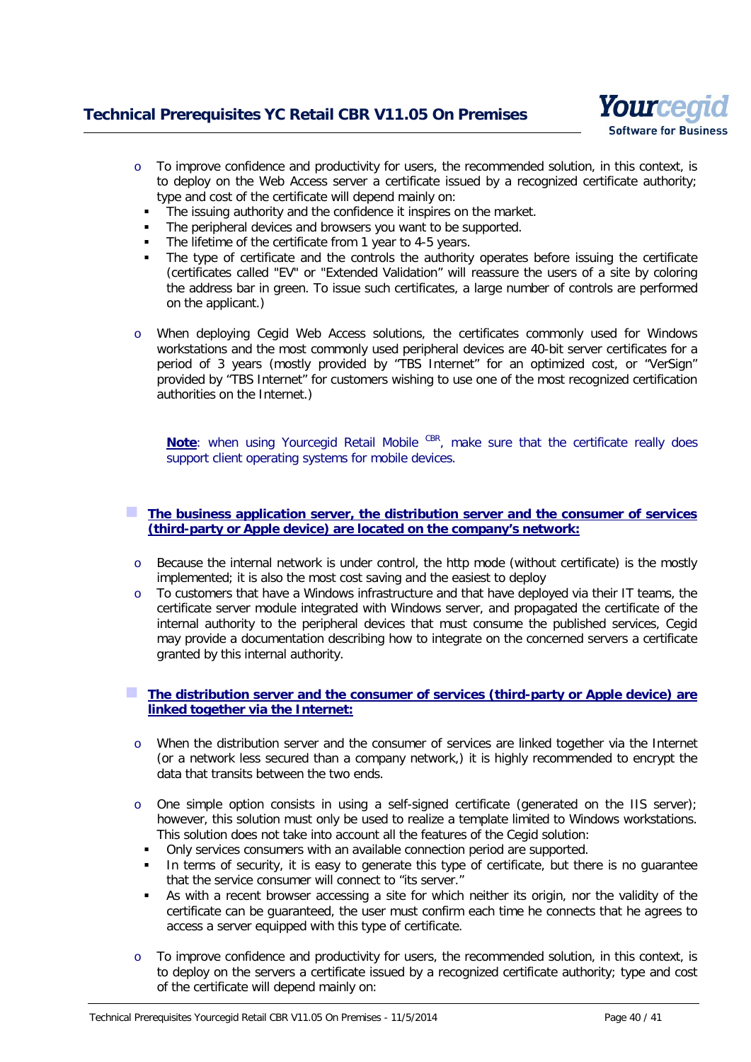- To improve confidence and productivity for users, the recommended solution, in this context, is to deploy on the Web Access server a certificate issued by a recognized certificate authority; type and cost of the certificate will depend mainly on:
  - The issuing authority and the confidence it inspires on the market.
  - The peripheral devices and browsers you want to be supported.
  - The lifetime of the certificate from 1 year to 4-5 years.
  - The type of certificate and the controls the authority operates before issuing the certificate (certificates called "EV" or "Extended Validation" will reassure the users of a site by coloring the address bar in green. To issue such certificates, a large number of controls are performed on the applicant.)

- When deploying Cegid Web Access solutions, the certificates commonly used for Windows workstations and the most commonly used peripheral devices are 40-bit server certificates for a period of 3 years (mostly provided by "TBS Internet" for an optimized cost, or "VerSign" provided by "TBS Internet" for customers wishing to use one of the most recognized certification authorities on the Internet.)

**Note**: when using Yourcegid Retail Mobile [CBR], make sure that the certificate really does support client operating systems for mobile devices.

- **The business application server, the distribution server and the consumer of services (third-party or Apple device) are located on the company's network:**
  - Because the internal network is under control, the http mode (without certificate) is the mostly implemented; it is also the most cost saving and the easiest to deploy
  - To customers that have a Windows infrastructure and that have deployed via their IT teams, the certificate server module integrated with Windows server, and propagated the certificate of the internal authority to the peripheral devices that must consume the published services, Cegid may provide a documentation describing how to integrate on the concerned servers a certificate granted by this internal authority.

- **The distribution server and the consumer of services (third-party or Apple device) are linked together via the Internet:**
  - When the distribution server and the consumer of services are linked together via the Internet (or a network less secured than a company network,) it is highly recommended to encrypt the data that transits between the two ends.
  - One simple option consists in using a self-signed certificate (generated on the IIS server); however, this solution must only be used to realize a template limited to Windows workstations. This solution does not take into account all the features of the Cegid solution:
    - Only services consumers with an available connection period are supported.
    - In terms of security, it is easy to generate this type of certificate, but there is no guarantee that the service consumer will connect to "its server."
    - As with a recent browser accessing a site for which neither its origin, nor the validity of the certificate can be guaranteed, the user must confirm each time he connects that he agrees to access a server equipped with this type of certificate.
  - To improve confidence and productivity for users, the recommended solution, in this context, is to deploy on the servers a certificate issued by a recognized certificate authority; type and cost of the certificate will depend mainly on: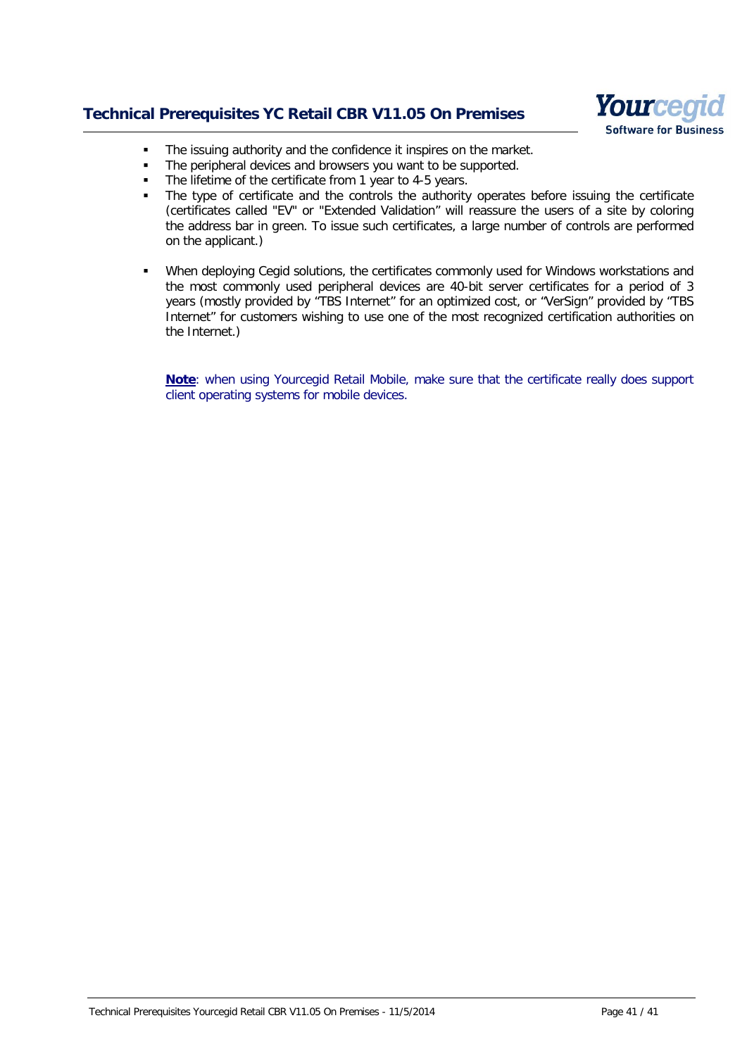- The issuing authority and the confidence it inspires on the market.
- The peripheral devices and browsers you want to be supported.
- The lifetime of the certificate from 1 year to 4-5 years.
- The type of certificate and the controls the authority operates before issuing the certificate (certificates called "EV" or "Extended Validation" will reassure the users of a site by coloring the address bar in green. To issue such certificates, a large number of controls are performed on the applicant.)

- When deploying Cegid solutions, the certificates commonly used for Windows workstations and the most commonly used peripheral devices are 40-bit server certificates for a period of 3 years (mostly provided by "TBS Internet" for an optimized cost, or "VerSign" provided by "TBS Internet" for customers wishing to use one of the most recognized certification authorities on the Internet.)

**Note**: when using Yourcegid Retail Mobile, make sure that the certificate really does support client operating systems for mobile devices.